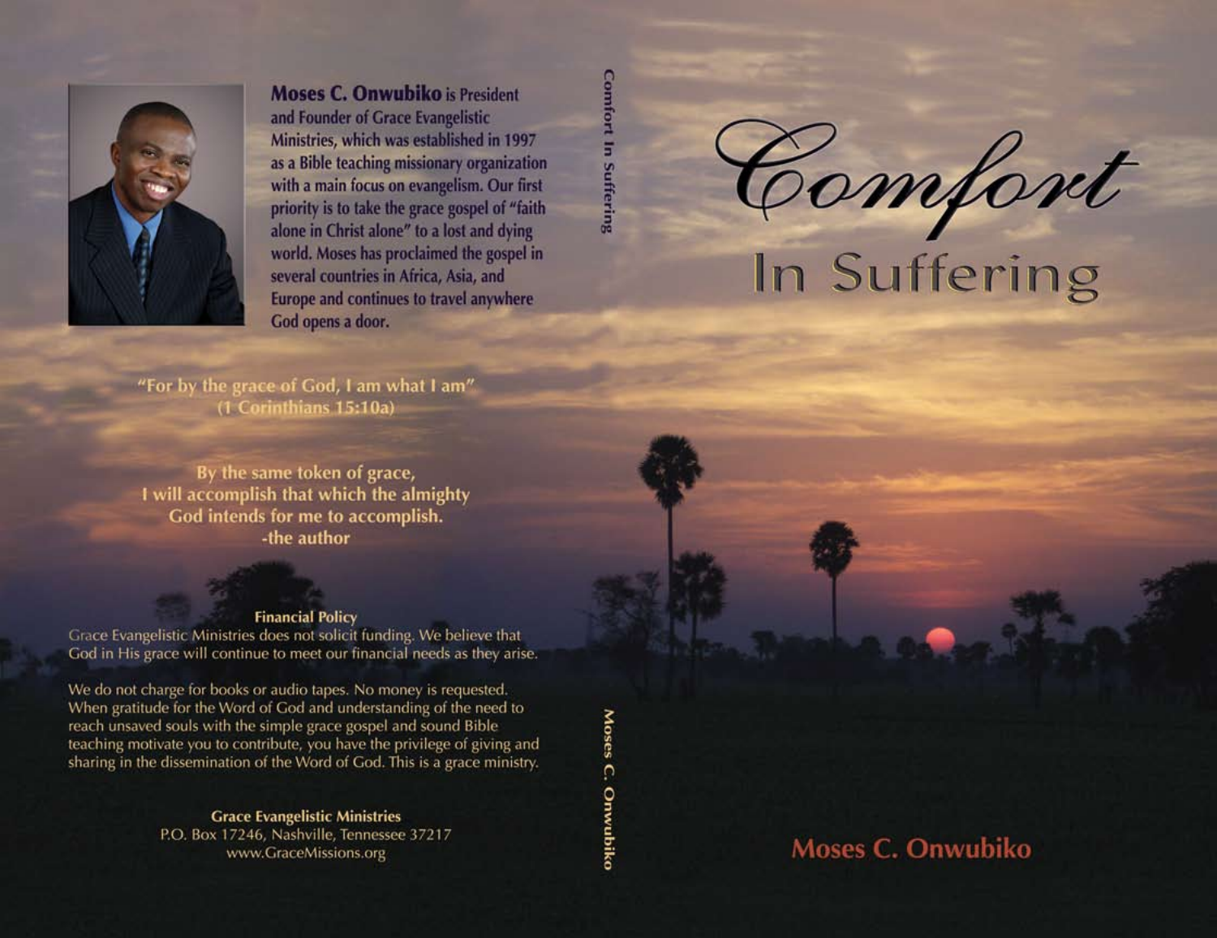# Comfort In Suffering

## Moses C. Onwubiko

**Moses C. Onwubiko** is President and Founder of Grace Evangelistic Ministries, which was established in 1997 as a Bible teaching missionary organization with a main focus on evangelism. Our first priority is to take the grace gospel of "faith alone in Christ alone" to a lost and dying world. Moses has proclaimed the gospel in several countries in Africa, Asia, and Europe and continues to travel anywhere God opens a door.

"For by the grace of God, I am what I am"
(1 Corinthians 15:10a)

By the same token of grace,
I will accomplish that which the almighty
God intends for me to accomplish.
-the author

**Financial Policy**

Grace Evangelistic Ministries does not solicit funding. We believe that God in His grace will continue to meet our financial needs as they arise.

We do not charge for books or audio tapes. No money is requested. When gratitude for the Word of God and understanding of the need to reach unsaved souls with the simple grace gospel and sound Bible teaching motivate you to contribute, you have the privilege of giving and sharing in the dissemination of the Word of God. This is a grace ministry.

**Grace Evangelistic Ministries**
P.O. Box 17246, Nashville, Tennessee 37217
www.GraceMissions.org

Comfort In Suffering — Moses C. Onwubiko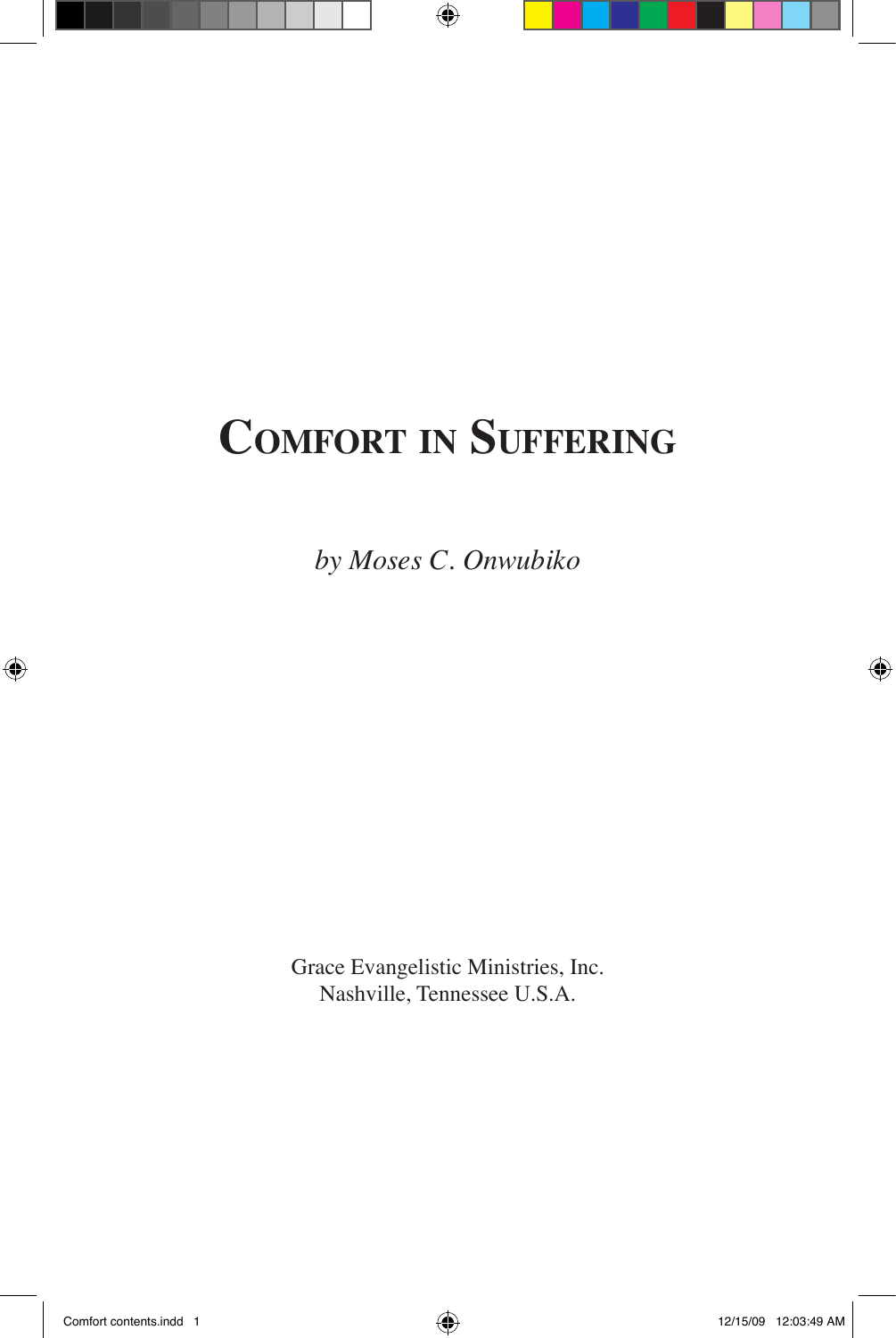# Comfort in Suffering

*by Moses C. Onwubiko*

Grace Evangelistic Ministries, Inc.
Nashville, Tennessee U.S.A.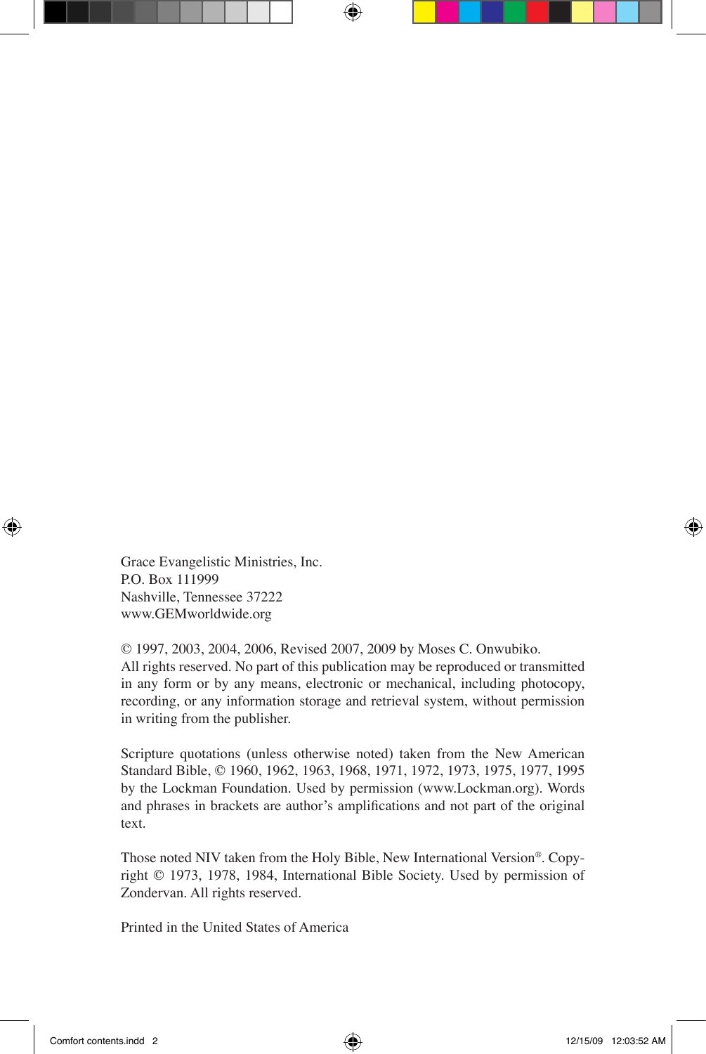Grace Evangelistic Ministries, Inc.
P.O. Box 111999
Nashville, Tennessee 37222
www.GEMworldwide.org

© 1997, 2003, 2004, 2006, Revised 2007, 2009 by Moses C. Onwubiko.
All rights reserved. No part of this publication may be reproduced or transmitted in any form or by any means, electronic or mechanical, including photocopy, recording, or any information storage and retrieval system, without permission in writing from the publisher.

Scripture quotations (unless otherwise noted) taken from the New American Standard Bible, © 1960, 1962, 1963, 1968, 1971, 1972, 1973, 1975, 1977, 1995 by the Lockman Foundation. Used by permission (www.Lockman.org). Words and phrases in brackets are author's amplifications and not part of the original text.

Those noted NIV taken from the Holy Bible, New International Version®. Copyright © 1973, 1978, 1984, International Bible Society. Used by permission of Zondervan. All rights reserved.

Printed in the United States of America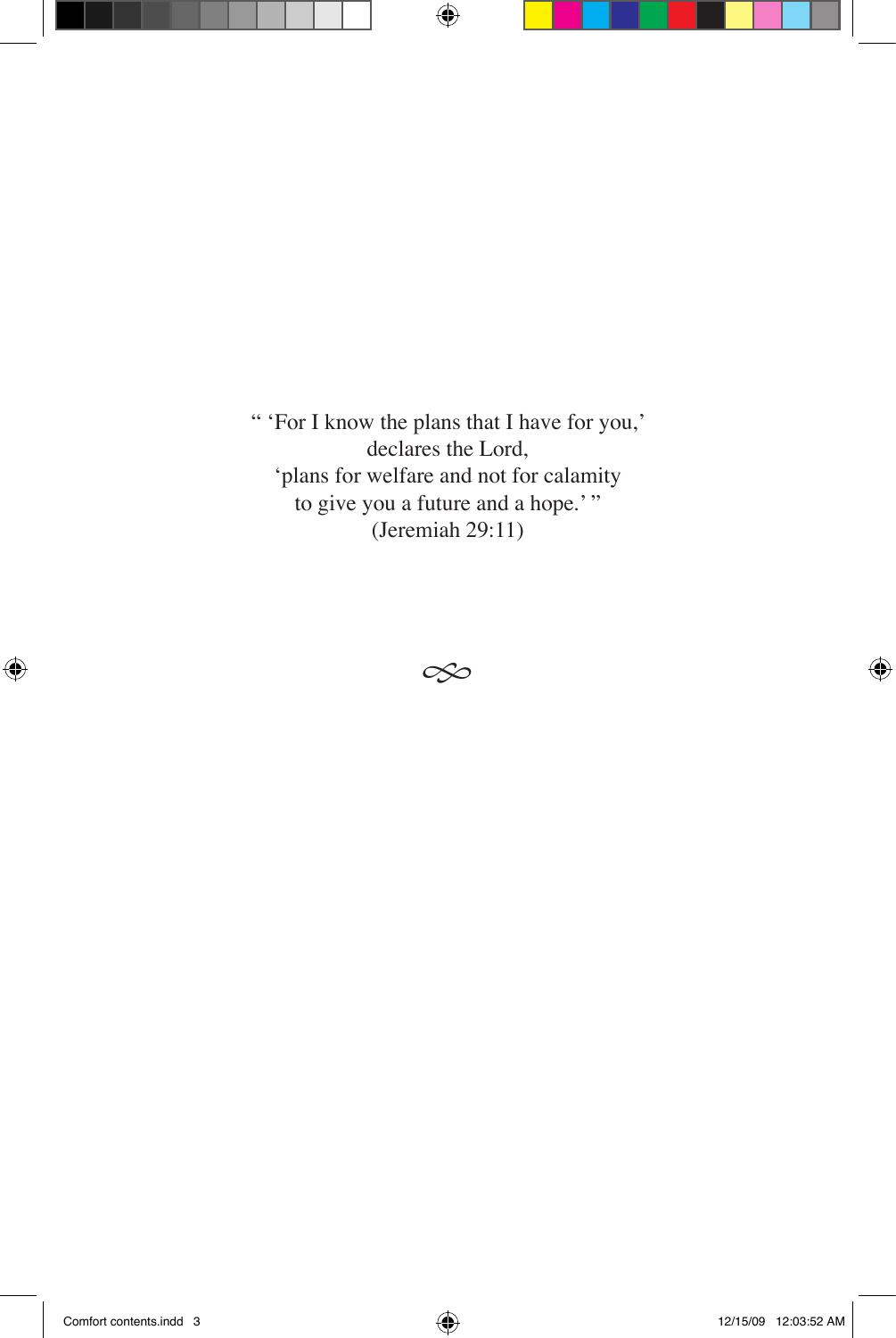“ ‘For I know the plans that I have for you,’
declares the Lord,
‘plans for welfare and not for calamity
to give you a future and a hope.’ ”
(Jeremiah 29:11)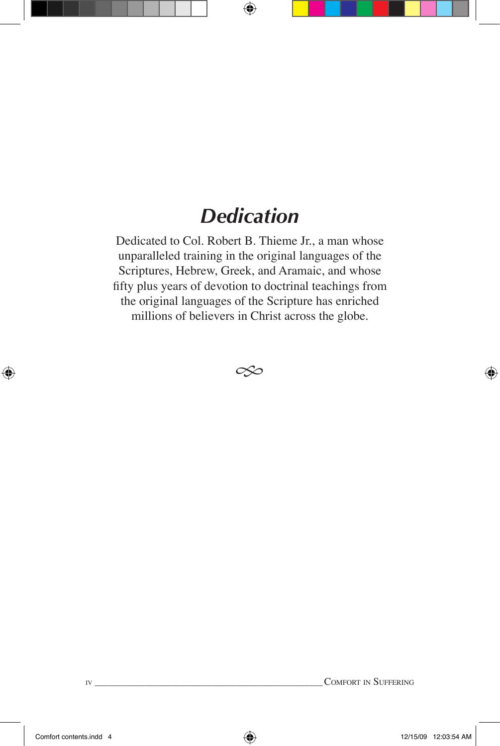# *Dedication*

Dedicated to Col. Robert B. Thieme Jr., a man whose unparalleled training in the original languages of the Scriptures, Hebrew, Greek, and Aramaic, and whose fifty plus years of devotion to doctrinal teachings from the original languages of the Scripture has enriched millions of believers in Christ across the globe.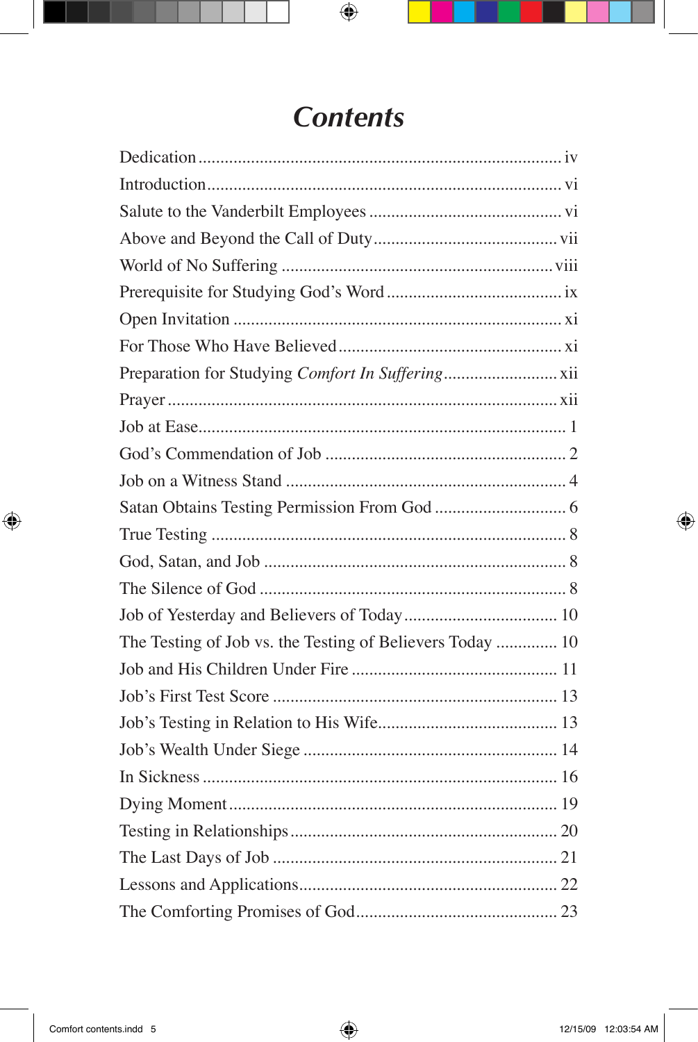# Contents

| | |
|---|---|
| Dedication | iv |
| Introduction | vi |
| Salute to the Vanderbilt Employees | vi |
| Above and Beyond the Call of Duty | vii |
| World of No Suffering | viii |
| Prerequisite for Studying God's Word | ix |
| Open Invitation | xi |
| For Those Who Have Believed | xi |
| Preparation for Studying *Comfort In Suffering* | xii |
| Prayer | xii |
| Job at Ease | 1 |
| God's Commendation of Job | 2 |
| Job on a Witness Stand | 4 |
| Satan Obtains Testing Permission From God | 6 |
| True Testing | 8 |
| God, Satan, and Job | 8 |
| The Silence of God | 8 |
| Job of Yesterday and Believers of Today | 10 |
| The Testing of Job vs. the Testing of Believers Today | 10 |
| Job and His Children Under Fire | 11 |
| Job's First Test Score | 13 |
| Job's Testing in Relation to His Wife | 13 |
| Job's Wealth Under Siege | 14 |
| In Sickness | 16 |
| Dying Moment | 19 |
| Testing in Relationships | 20 |
| The Last Days of Job | 21 |
| Lessons and Applications | 22 |
| The Comforting Promises of God | 23 |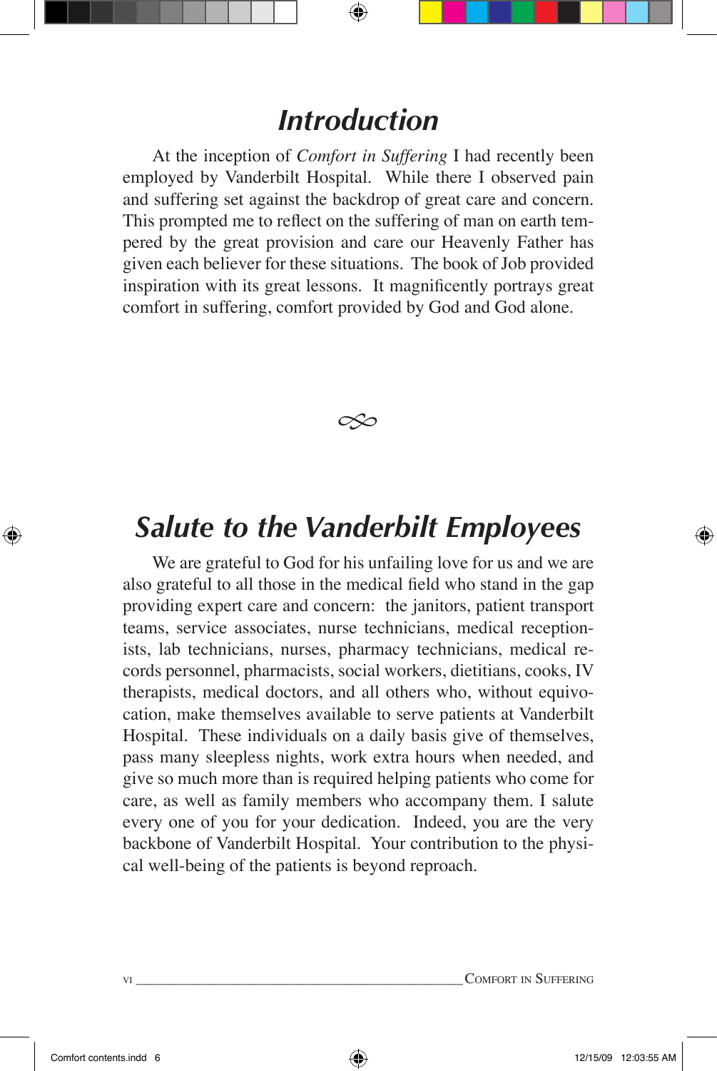# *Introduction*

At the inception of *Comfort in Suffering* I had recently been employed by Vanderbilt Hospital. While there I observed pain and suffering set against the backdrop of great care and concern. This prompted me to reflect on the suffering of man on earth tempered by the great provision and care our Heavenly Father has given each believer for these situations. The book of Job provided inspiration with its great lessons. It magnificently portrays great comfort in suffering, comfort provided by God and God alone.

# *Salute to the Vanderbilt Employees*

We are grateful to God for his unfailing love for us and we are also grateful to all those in the medical field who stand in the gap providing expert care and concern: the janitors, patient transport teams, service associates, nurse technicians, medical receptionists, lab technicians, nurses, pharmacy technicians, medical records personnel, pharmacists, social workers, dietitians, cooks, IV therapists, medical doctors, and all others who, without equivocation, make themselves available to serve patients at Vanderbilt Hospital. These individuals on a daily basis give of themselves, pass many sleepless nights, work extra hours when needed, and give so much more than is required helping patients who come for care, as well as family members who accompany them. I salute every one of you for your dedication. Indeed, you are the very backbone of Vanderbilt Hospital. Your contribution to the physical well-being of the patients is beyond reproach.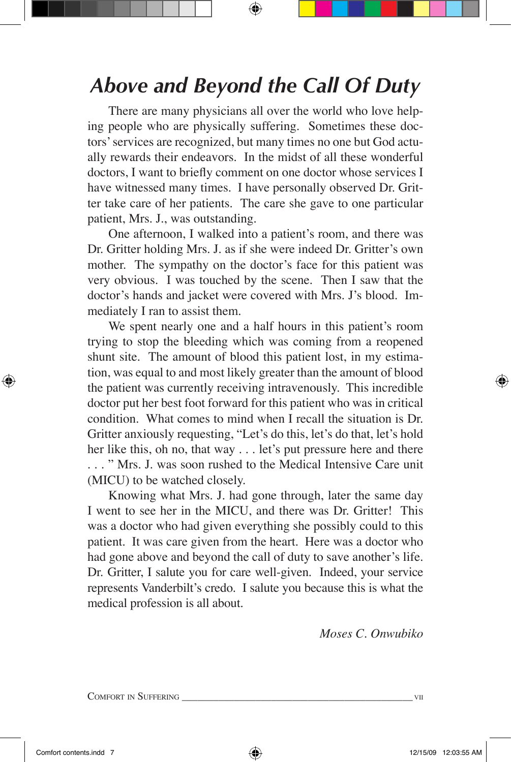# Above and Beyond the Call Of Duty

There are many physicians all over the world who love helping people who are physically suffering. Sometimes these doctors' services are recognized, but many times no one but God actually rewards their endeavors. In the midst of all these wonderful doctors, I want to briefly comment on one doctor whose services I have witnessed many times. I have personally observed Dr. Gritter take care of her patients. The care she gave to one particular patient, Mrs. J., was outstanding.

One afternoon, I walked into a patient's room, and there was Dr. Gritter holding Mrs. J. as if she were indeed Dr. Gritter's own mother. The sympathy on the doctor's face for this patient was very obvious. I was touched by the scene. Then I saw that the doctor's hands and jacket were covered with Mrs. J's blood. Immediately I ran to assist them.

We spent nearly one and a half hours in this patient's room trying to stop the bleeding which was coming from a reopened shunt site. The amount of blood this patient lost, in my estimation, was equal to and most likely greater than the amount of blood the patient was currently receiving intravenously. This incredible doctor put her best foot forward for this patient who was in critical condition. What comes to mind when I recall the situation is Dr. Gritter anxiously requesting, "Let's do this, let's do that, let's hold her like this, oh no, that way . . . let's put pressure here and there . . . " Mrs. J. was soon rushed to the Medical Intensive Care unit (MICU) to be watched closely.

Knowing what Mrs. J. had gone through, later the same day I went to see her in the MICU, and there was Dr. Gritter! This was a doctor who had given everything she possibly could to this patient. It was care given from the heart. Here was a doctor who had gone above and beyond the call of duty to save another's life. Dr. Gritter, I salute you for care well-given. Indeed, your service represents Vanderbilt's credo. I salute you because this is what the medical profession is all about.

*Moses C. Onwubiko*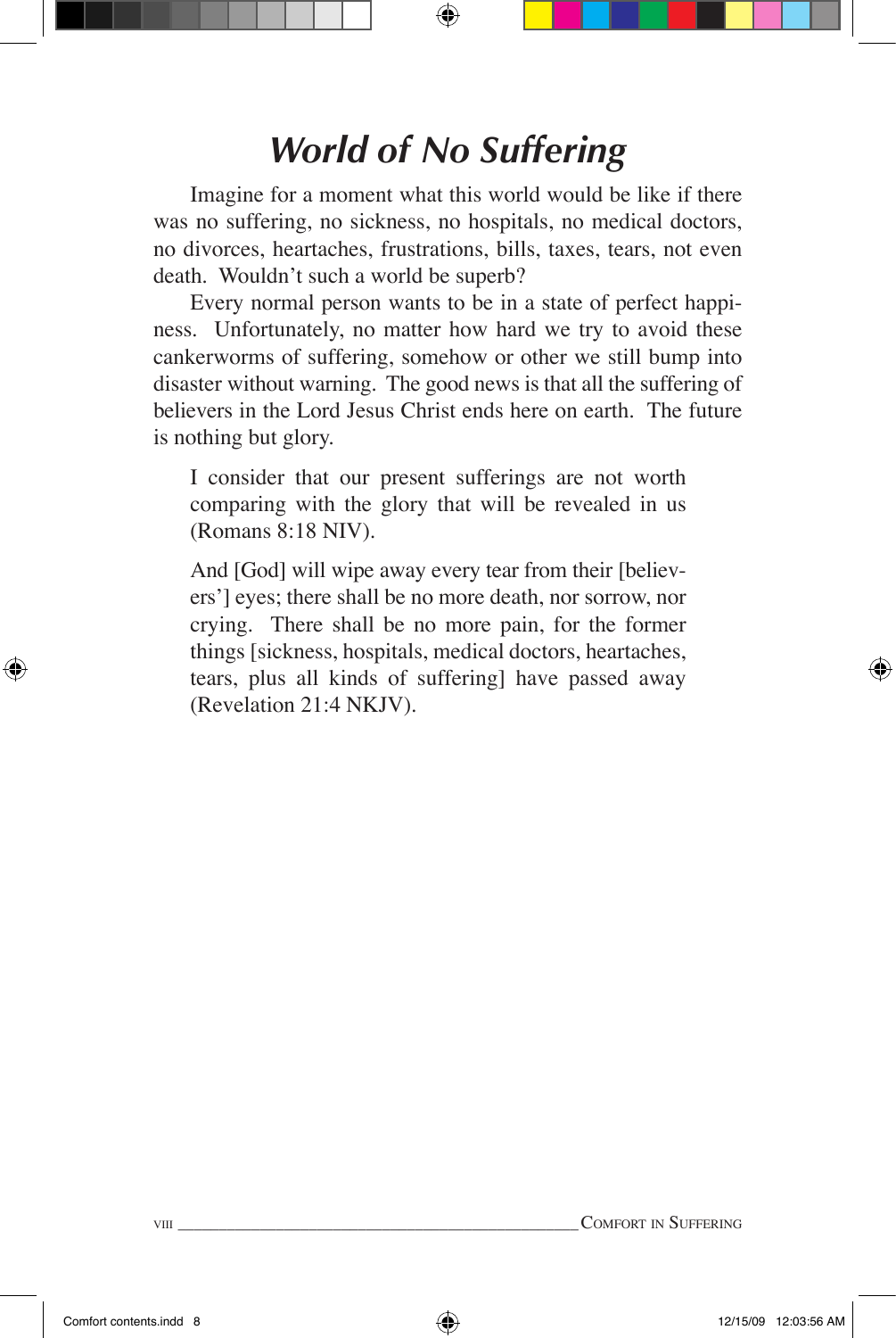# *World of No Suffering*

Imagine for a moment what this world would be like if there was no suffering, no sickness, no hospitals, no medical doctors, no divorces, heartaches, frustrations, bills, taxes, tears, not even death. Wouldn't such a world be superb?

Every normal person wants to be in a state of perfect happiness. Unfortunately, no matter how hard we try to avoid these cankerworms of suffering, somehow or other we still bump into disaster without warning. The good news is that all the suffering of believers in the Lord Jesus Christ ends here on earth. The future is nothing but glory.

> I consider that our present sufferings are not worth comparing with the glory that will be revealed in us (Romans 8:18 NIV).
>
> And [God] will wipe away every tear from their [believers'] eyes; there shall be no more death, nor sorrow, nor crying. There shall be no more pain, for the former things [sickness, hospitals, medical doctors, heartaches, tears, plus all kinds of suffering] have passed away (Revelation 21:4 NKJV).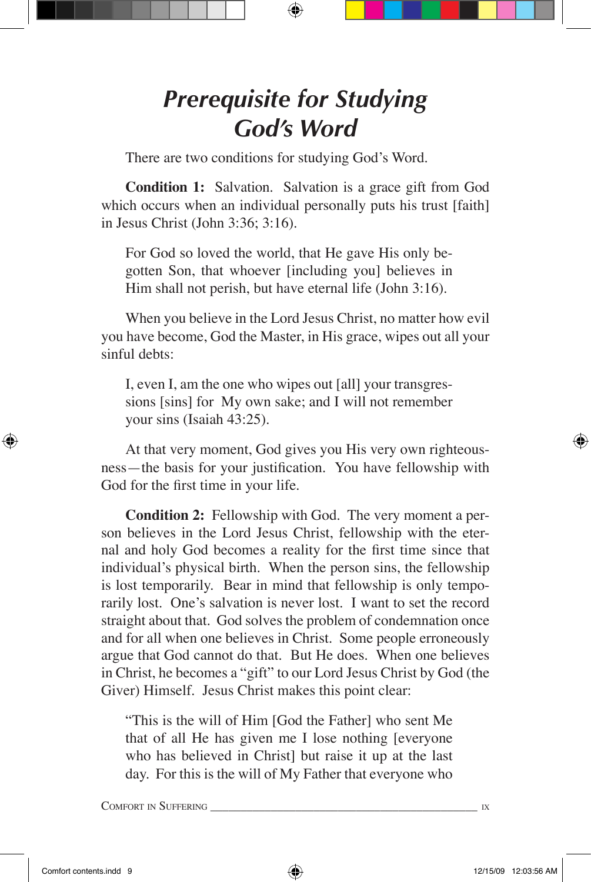# *Prerequisite for Studying God's Word*

There are two conditions for studying God's Word.

**Condition 1:** Salvation. Salvation is a grace gift from God which occurs when an individual personally puts his trust [faith] in Jesus Christ (John 3:36; 3:16).

> For God so loved the world, that He gave His only begotten Son, that whoever [including you] believes in Him shall not perish, but have eternal life (John 3:16).

When you believe in the Lord Jesus Christ, no matter how evil you have become, God the Master, in His grace, wipes out all your sinful debts:

> I, even I, am the one who wipes out [all] your transgressions [sins] for My own sake; and I will not remember your sins (Isaiah 43:25).

At that very moment, God gives you His very own righteousness—the basis for your justification. You have fellowship with God for the first time in your life.

**Condition 2:** Fellowship with God. The very moment a person believes in the Lord Jesus Christ, fellowship with the eternal and holy God becomes a reality for the first time since that individual's physical birth. When the person sins, the fellowship is lost temporarily. Bear in mind that fellowship is only temporarily lost. One's salvation is never lost. I want to set the record straight about that. God solves the problem of condemnation once and for all when one believes in Christ. Some people erroneously argue that God cannot do that. But He does. When one believes in Christ, he becomes a "gift" to our Lord Jesus Christ by God (the Giver) Himself. Jesus Christ makes this point clear:

> "This is the will of Him [God the Father] who sent Me that of all He has given me I lose nothing [everyone who has believed in Christ] but raise it up at the last day. For this is the will of My Father that everyone who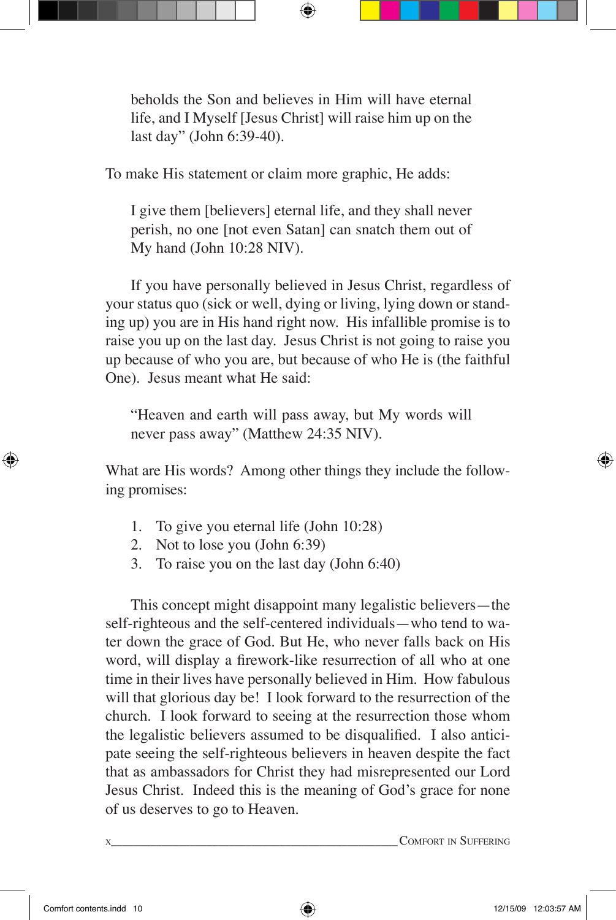> beholds the Son and believes in Him will have eternal life, and I Myself [Jesus Christ] will raise him up on the last day" (John 6:39-40).

To make His statement or claim more graphic, He adds:

> I give them [believers] eternal life, and they shall never perish, no one [not even Satan] can snatch them out of My hand (John 10:28 NIV).

If you have personally believed in Jesus Christ, regardless of your status quo (sick or well, dying or living, lying down or standing up) you are in His hand right now. His infallible promise is to raise you up on the last day. Jesus Christ is not going to raise you up because of who you are, but because of who He is (the faithful One). Jesus meant what He said:

> "Heaven and earth will pass away, but My words will never pass away" (Matthew 24:35 NIV).

What are His words? Among other things they include the following promises:

1. To give you eternal life (John 10:28)
2. Not to lose you (John 6:39)
3. To raise you on the last day (John 6:40)

This concept might disappoint many legalistic believers—the self-righteous and the self-centered individuals—who tend to water down the grace of God. But He, who never falls back on His word, will display a firework-like resurrection of all who at one time in their lives have personally believed in Him. How fabulous will that glorious day be! I look forward to the resurrection of the church. I look forward to seeing at the resurrection those whom the legalistic believers assumed to be disqualified. I also anticipate seeing the self-righteous believers in heaven despite the fact that as ambassadors for Christ they had misrepresented our Lord Jesus Christ. Indeed this is the meaning of God's grace for none of us deserves to go to Heaven.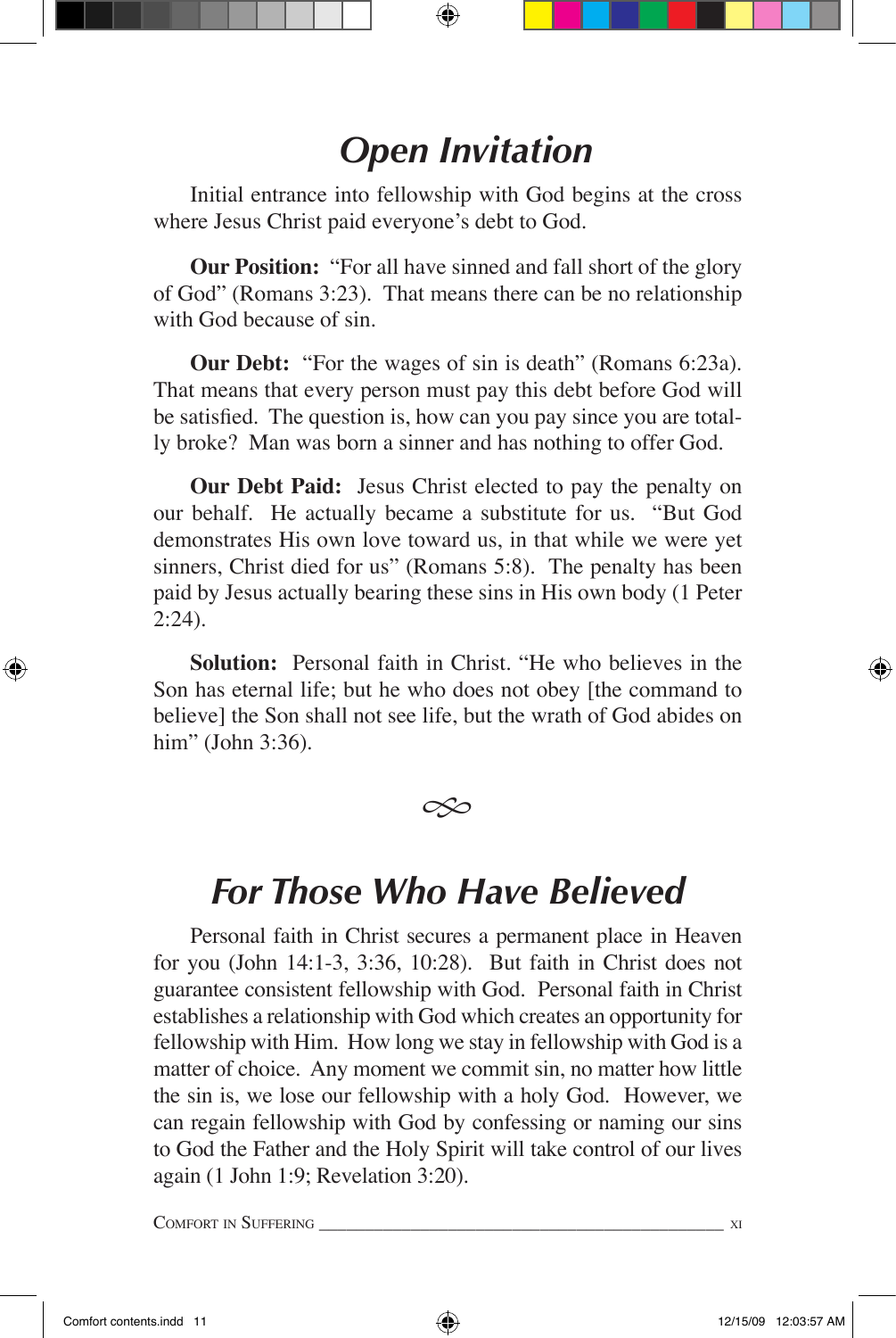# *Open Invitation*

Initial entrance into fellowship with God begins at the cross where Jesus Christ paid everyone's debt to God.

**Our Position:** "For all have sinned and fall short of the glory of God" (Romans 3:23). That means there can be no relationship with God because of sin.

**Our Debt:** "For the wages of sin is death" (Romans 6:23a). That means that every person must pay this debt before God will be satisfied. The question is, how can you pay since you are totally broke? Man was born a sinner and has nothing to offer God.

**Our Debt Paid:** Jesus Christ elected to pay the penalty on our behalf. He actually became a substitute for us. "But God demonstrates His own love toward us, in that while we were yet sinners, Christ died for us" (Romans 5:8). The penalty has been paid by Jesus actually bearing these sins in His own body (1 Peter 2:24).

**Solution:** Personal faith in Christ. "He who believes in the Son has eternal life; but he who does not obey [the command to believe] the Son shall not see life, but the wrath of God abides on him" (John 3:36).

# *For Those Who Have Believed*

Personal faith in Christ secures a permanent place in Heaven for you (John 14:1-3, 3:36, 10:28). But faith in Christ does not guarantee consistent fellowship with God. Personal faith in Christ establishes a relationship with God which creates an opportunity for fellowship with Him. How long we stay in fellowship with God is a matter of choice. Any moment we commit sin, no matter how little the sin is, we lose our fellowship with a holy God. However, we can regain fellowship with God by confessing or naming our sins to God the Father and the Holy Spirit will take control of our lives again (1 John 1:9; Revelation 3:20).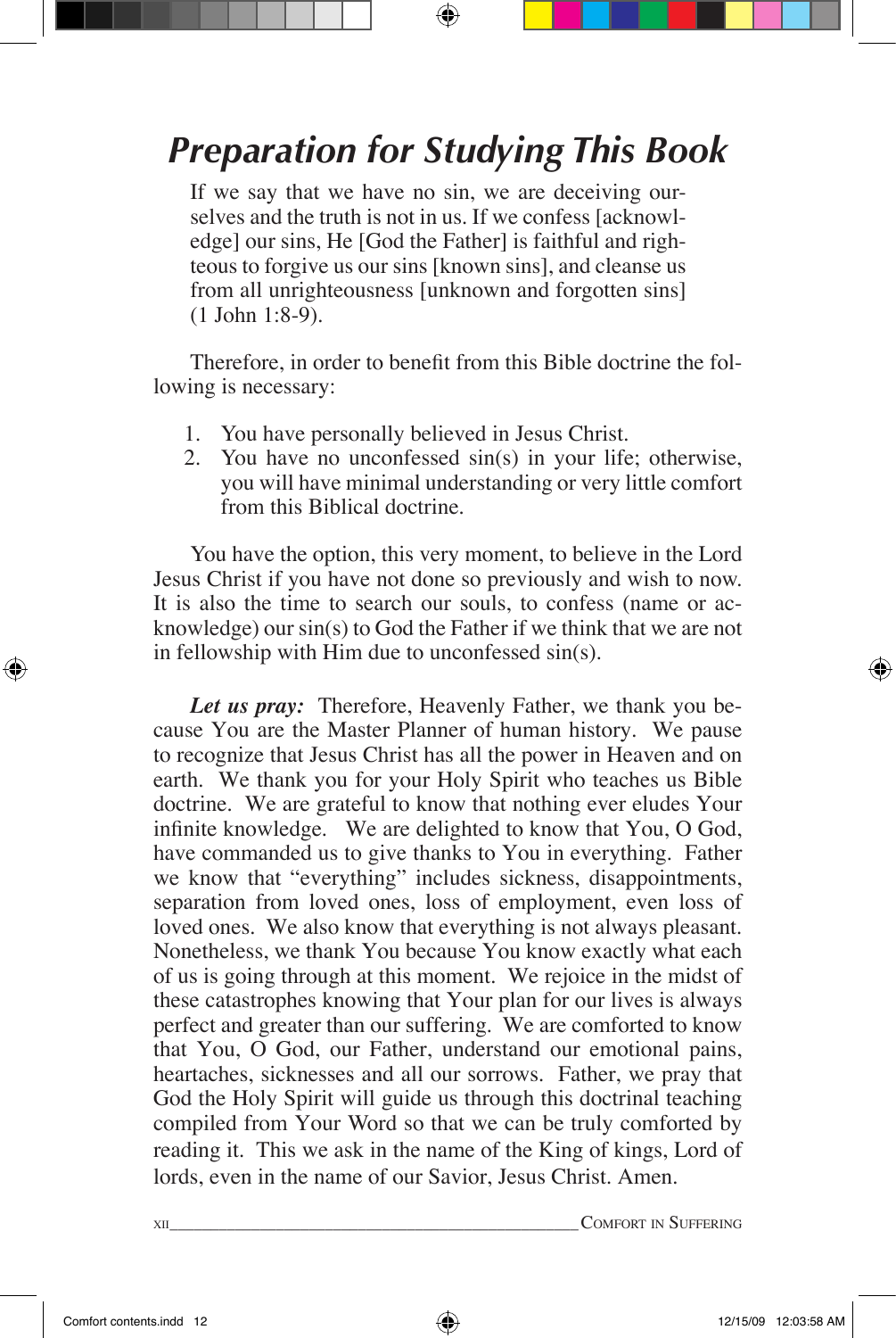# *Preparation for Studying This Book*

> If we say that we have no sin, we are deceiving ourselves and the truth is not in us. If we confess [acknowledge] our sins, He [God the Father] is faithful and righteous to forgive us our sins [known sins], and cleanse us from all unrighteousness [unknown and forgotten sins] (1 John 1:8-9).

Therefore, in order to benefit from this Bible doctrine the following is necessary:

1. You have personally believed in Jesus Christ.
2. You have no unconfessed sin(s) in your life; otherwise, you will have minimal understanding or very little comfort from this Biblical doctrine.

You have the option, this very moment, to believe in the Lord Jesus Christ if you have not done so previously and wish to now. It is also the time to search our souls, to confess (name or acknowledge) our sin(s) to God the Father if we think that we are not in fellowship with Him due to unconfessed sin(s).

***Let us pray:*** Therefore, Heavenly Father, we thank you because You are the Master Planner of human history. We pause to recognize that Jesus Christ has all the power in Heaven and on earth. We thank you for your Holy Spirit who teaches us Bible doctrine. We are grateful to know that nothing ever eludes Your infinite knowledge. We are delighted to know that You, O God, have commanded us to give thanks to You in everything. Father we know that "everything" includes sickness, disappointments, separation from loved ones, loss of employment, even loss of loved ones. We also know that everything is not always pleasant. Nonetheless, we thank You because You know exactly what each of us is going through at this moment. We rejoice in the midst of these catastrophes knowing that Your plan for our lives is always perfect and greater than our suffering. We are comforted to know that You, O God, our Father, understand our emotional pains, heartaches, sicknesses and all our sorrows. Father, we pray that God the Holy Spirit will guide us through this doctrinal teaching compiled from Your Word so that we can be truly comforted by reading it. This we ask in the name of the King of kings, Lord of lords, even in the name of our Savior, Jesus Christ. Amen.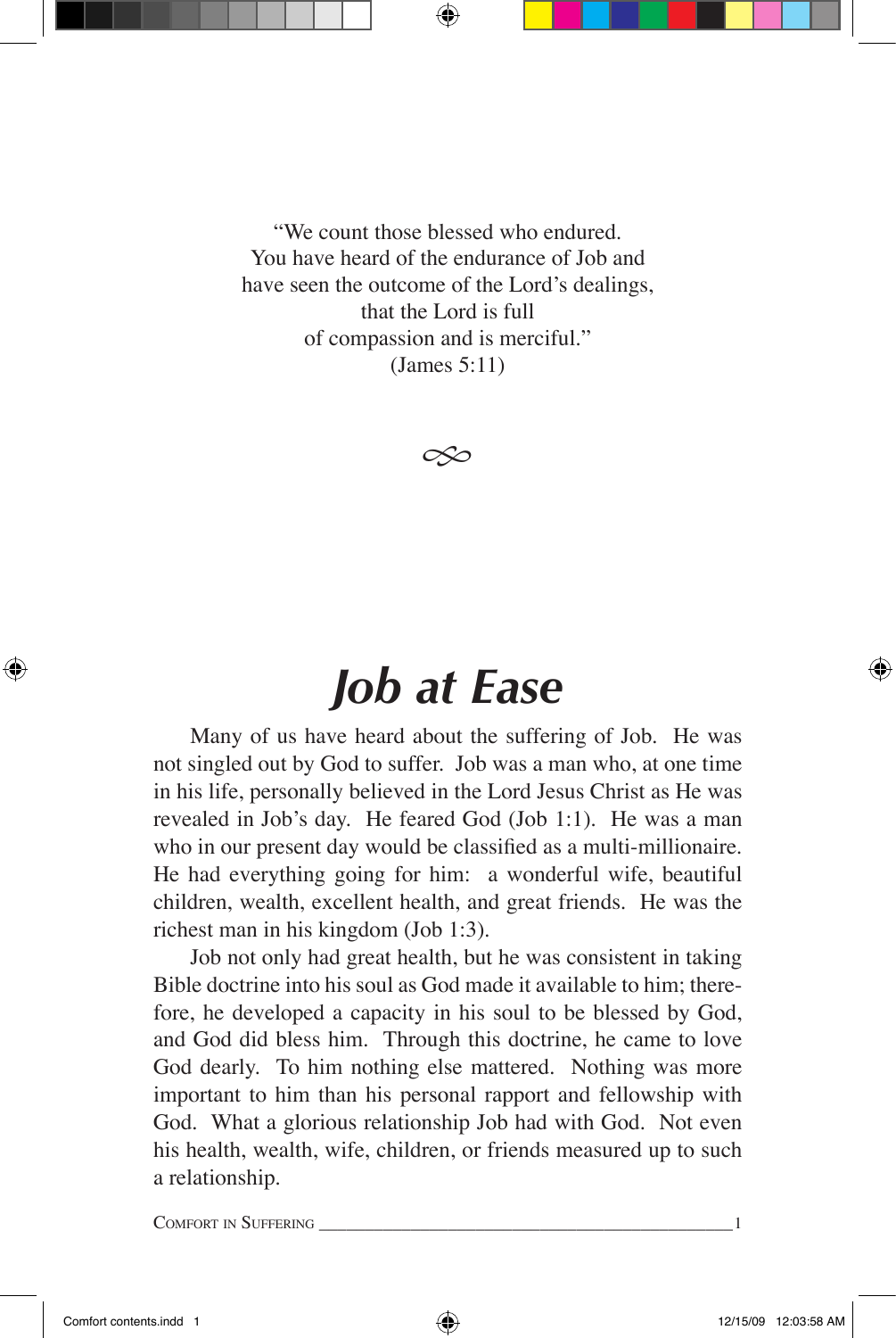"We count those blessed who endured.
You have heard of the endurance of Job and
have seen the outcome of the Lord's dealings,
that the Lord is full
of compassion and is merciful."
(James 5:11)

# Job at Ease

Many of us have heard about the suffering of Job. He was not singled out by God to suffer. Job was a man who, at one time in his life, personally believed in the Lord Jesus Christ as He was revealed in Job's day. He feared God (Job 1:1). He was a man who in our present day would be classified as a multi-millionaire. He had everything going for him: a wonderful wife, beautiful children, wealth, excellent health, and great friends. He was the richest man in his kingdom (Job 1:3).

Job not only had great health, but he was consistent in taking Bible doctrine into his soul as God made it available to him; therefore, he developed a capacity in his soul to be blessed by God, and God did bless him. Through this doctrine, he came to love God dearly. To him nothing else mattered. Nothing was more important to him than his personal rapport and fellowship with God. What a glorious relationship Job had with God. Not even his health, wealth, wife, children, or friends measured up to such a relationship.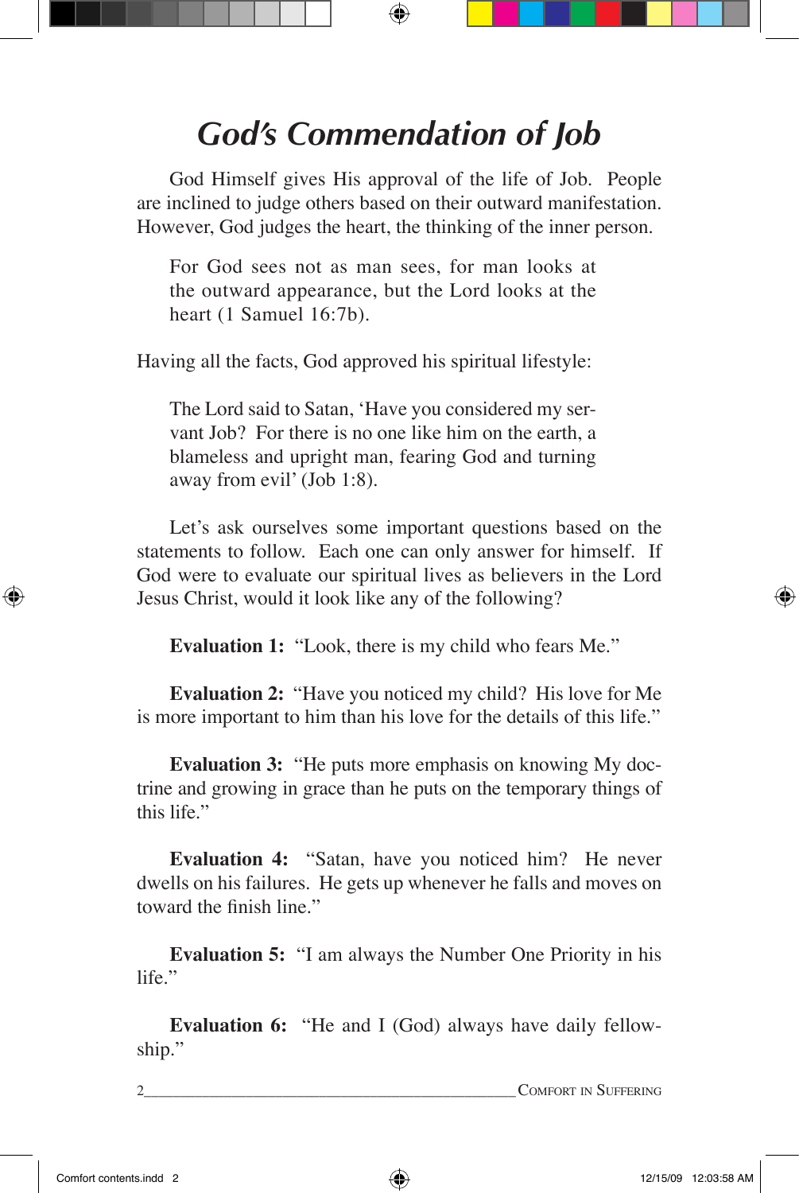# *God's Commendation of Job*

God Himself gives His approval of the life of Job. People are inclined to judge others based on their outward manifestation. However, God judges the heart, the thinking of the inner person.

> For God sees not as man sees, for man looks at the outward appearance, but the Lord looks at the heart (1 Samuel 16:7b).

Having all the facts, God approved his spiritual lifestyle:

> The Lord said to Satan, 'Have you considered my servant Job? For there is no one like him on the earth, a blameless and upright man, fearing God and turning away from evil' (Job 1:8).

Let's ask ourselves some important questions based on the statements to follow. Each one can only answer for himself. If God were to evaluate our spiritual lives as believers in the Lord Jesus Christ, would it look like any of the following?

**Evaluation 1:** "Look, there is my child who fears Me."

**Evaluation 2:** "Have you noticed my child? His love for Me is more important to him than his love for the details of this life."

**Evaluation 3:** "He puts more emphasis on knowing My doctrine and growing in grace than he puts on the temporary things of this life."

**Evaluation 4:** "Satan, have you noticed him? He never dwells on his failures. He gets up whenever he falls and moves on toward the finish line."

**Evaluation 5:** "I am always the Number One Priority in his life."

**Evaluation 6:** "He and I (God) always have daily fellowship."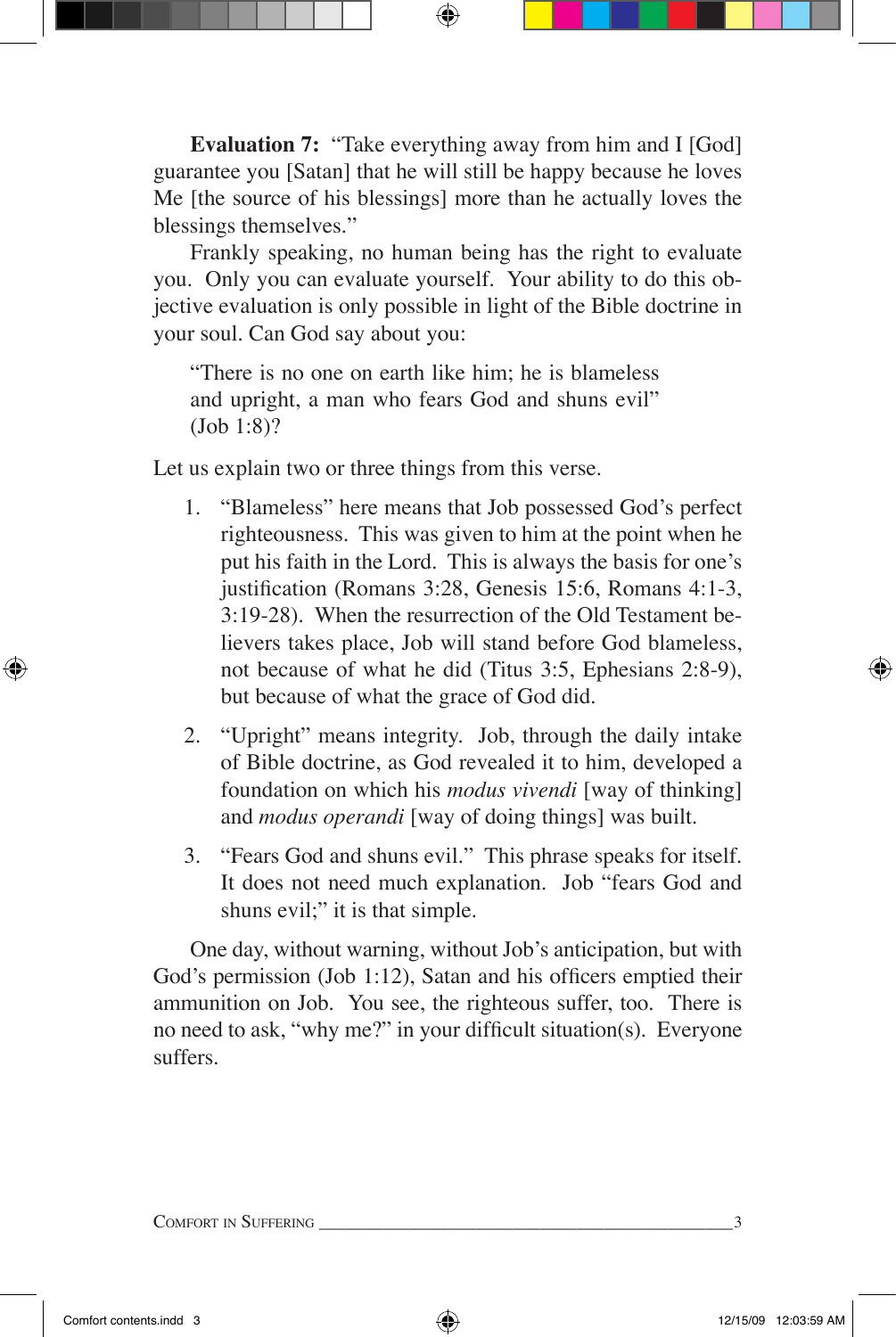**Evaluation 7:** "Take everything away from him and I [God] guarantee you [Satan] that he will still be happy because he loves Me [the source of his blessings] more than he actually loves the blessings themselves."

Frankly speaking, no human being has the right to evaluate you. Only you can evaluate yourself. Your ability to do this objective evaluation is only possible in light of the Bible doctrine in your soul. Can God say about you:

> "There is no one on earth like him; he is blameless and upright, a man who fears God and shuns evil" (Job 1:8)?

Let us explain two or three things from this verse.

1. "Blameless" here means that Job possessed God's perfect righteousness. This was given to him at the point when he put his faith in the Lord. This is always the basis for one's justification (Romans 3:28, Genesis 15:6, Romans 4:1-3, 3:19-28). When the resurrection of the Old Testament believers takes place, Job will stand before God blameless, not because of what he did (Titus 3:5, Ephesians 2:8-9), but because of what the grace of God did.

2. "Upright" means integrity. Job, through the daily intake of Bible doctrine, as God revealed it to him, developed a foundation on which his *modus vivendi* [way of thinking] and *modus operandi* [way of doing things] was built.

3. "Fears God and shuns evil." This phrase speaks for itself. It does not need much explanation. Job "fears God and shuns evil;" it is that simple.

One day, without warning, without Job's anticipation, but with God's permission (Job 1:12), Satan and his officers emptied their ammunition on Job. You see, the righteous suffer, too. There is no need to ask, "why me?" in your difficult situation(s). Everyone suffers.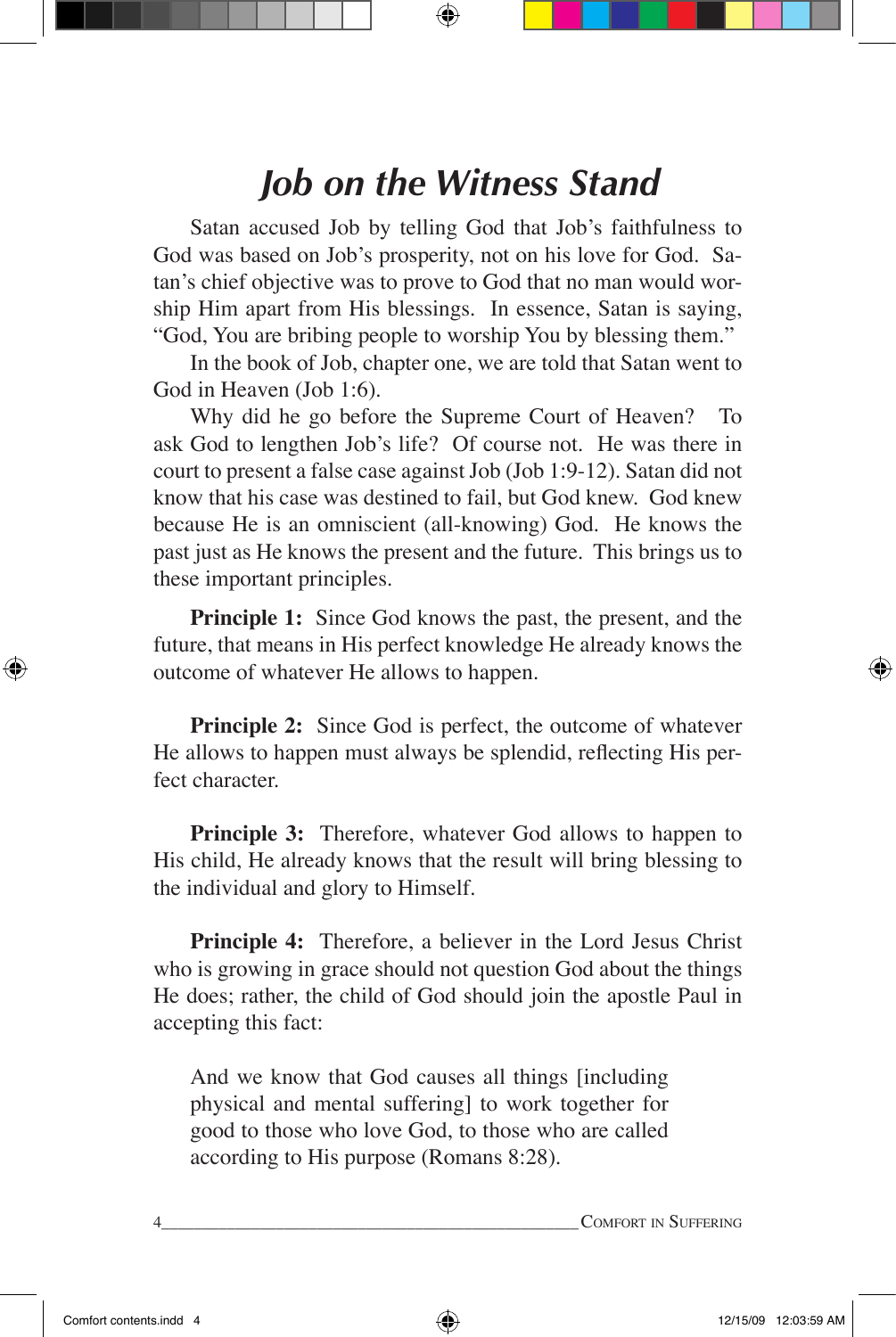# *Job on the Witness Stand*

Satan accused Job by telling God that Job's faithfulness to God was based on Job's prosperity, not on his love for God. Satan's chief objective was to prove to God that no man would worship Him apart from His blessings. In essence, Satan is saying, "God, You are bribing people to worship You by blessing them."

In the book of Job, chapter one, we are told that Satan went to God in Heaven (Job 1:6).

Why did he go before the Supreme Court of Heaven? To ask God to lengthen Job's life? Of course not. He was there in court to present a false case against Job (Job 1:9-12). Satan did not know that his case was destined to fail, but God knew. God knew because He is an omniscient (all-knowing) God. He knows the past just as He knows the present and the future. This brings us to these important principles.

**Principle 1:** Since God knows the past, the present, and the future, that means in His perfect knowledge He already knows the outcome of whatever He allows to happen.

**Principle 2:** Since God is perfect, the outcome of whatever He allows to happen must always be splendid, reflecting His perfect character.

**Principle 3:** Therefore, whatever God allows to happen to His child, He already knows that the result will bring blessing to the individual and glory to Himself.

**Principle 4:** Therefore, a believer in the Lord Jesus Christ who is growing in grace should not question God about the things He does; rather, the child of God should join the apostle Paul in accepting this fact:

> And we know that God causes all things [including physical and mental suffering] to work together for good to those who love God, to those who are called according to His purpose (Romans 8:28).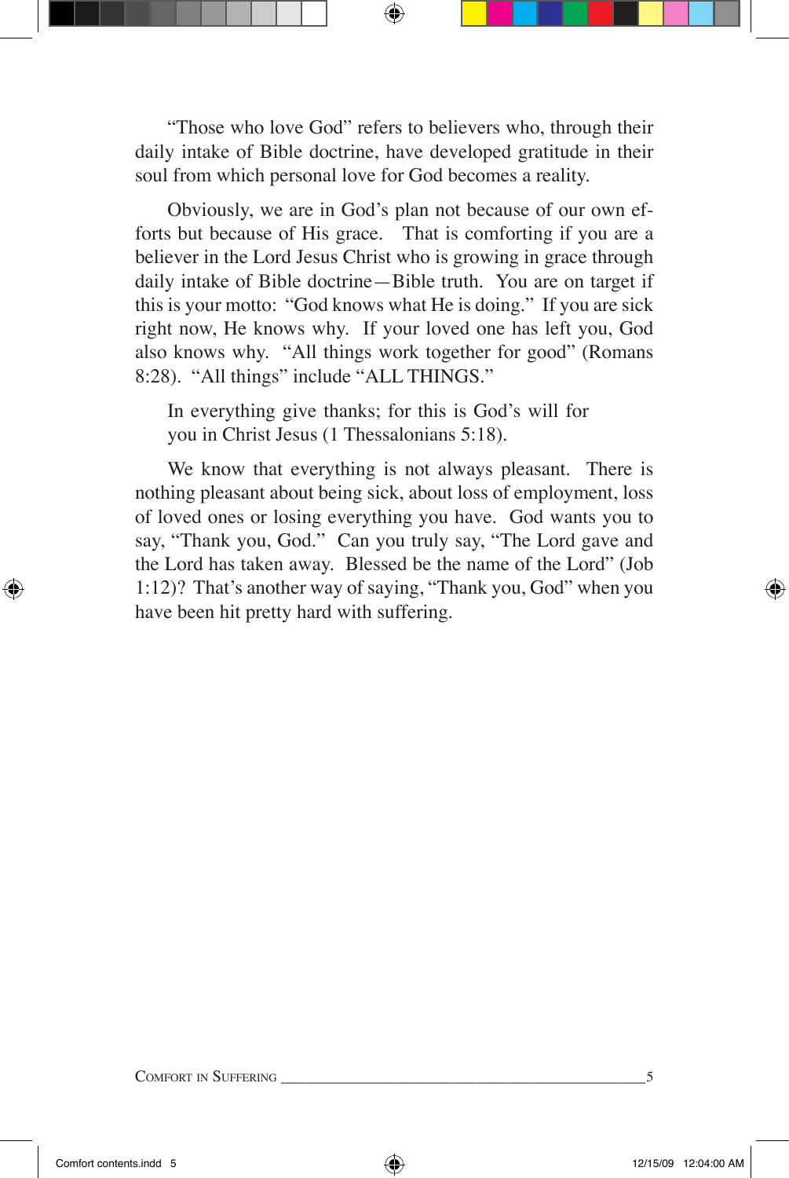"Those who love God" refers to believers who, through their daily intake of Bible doctrine, have developed gratitude in their soul from which personal love for God becomes a reality.

Obviously, we are in God's plan not because of our own efforts but because of His grace. That is comforting if you are a believer in the Lord Jesus Christ who is growing in grace through daily intake of Bible doctrine—Bible truth. You are on target if this is your motto: "God knows what He is doing." If you are sick right now, He knows why. If your loved one has left you, God also knows why. "All things work together for good" (Romans 8:28). "All things" include "ALL THINGS."

> In everything give thanks; for this is God's will for you in Christ Jesus (1 Thessalonians 5:18).

We know that everything is not always pleasant. There is nothing pleasant about being sick, about loss of employment, loss of loved ones or losing everything you have. God wants you to say, "Thank you, God." Can you truly say, "The Lord gave and the Lord has taken away. Blessed be the name of the Lord" (Job 1:12)? That's another way of saying, "Thank you, God" when you have been hit pretty hard with suffering.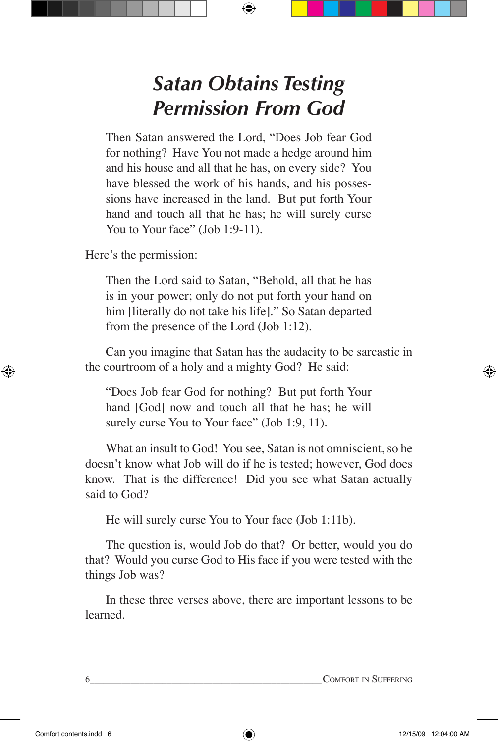# *Satan Obtains Testing Permission From God*

> Then Satan answered the Lord, "Does Job fear God for nothing? Have You not made a hedge around him and his house and all that he has, on every side? You have blessed the work of his hands, and his possessions have increased in the land. But put forth Your hand and touch all that he has; he will surely curse You to Your face" (Job 1:9-11).

Here's the permission:

> Then the Lord said to Satan, "Behold, all that he has is in your power; only do not put forth your hand on him [literally do not take his life]." So Satan departed from the presence of the Lord (Job 1:12).

Can you imagine that Satan has the audacity to be sarcastic in the courtroom of a holy and a mighty God? He said:

> "Does Job fear God for nothing? But put forth Your hand [God] now and touch all that he has; he will surely curse You to Your face" (Job 1:9, 11).

What an insult to God! You see, Satan is not omniscient, so he doesn't know what Job will do if he is tested; however, God does know. That is the difference! Did you see what Satan actually said to God?

> He will surely curse You to Your face (Job 1:11b).

The question is, would Job do that? Or better, would you do that? Would you curse God to His face if you were tested with the things Job was?

In these three verses above, there are important lessons to be learned.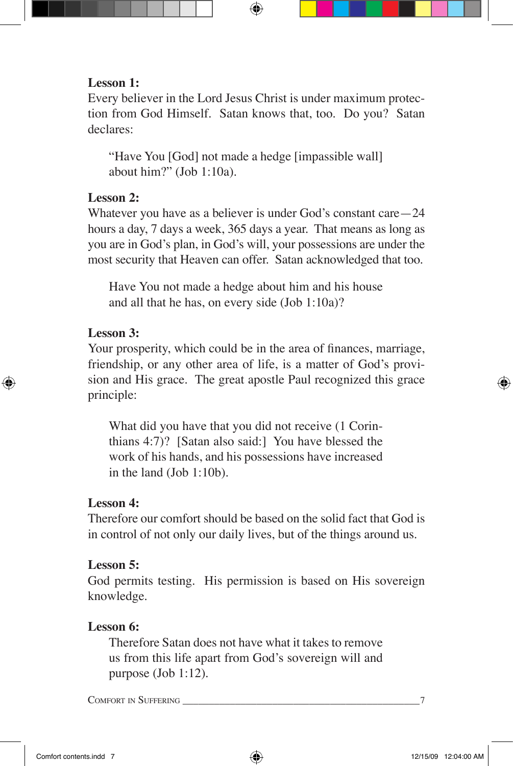**Lesson 1:**

Every believer in the Lord Jesus Christ is under maximum protection from God Himself. Satan knows that, too. Do you? Satan declares:

> "Have You [God] not made a hedge [impassible wall] about him?" (Job 1:10a).

**Lesson 2:**

Whatever you have as a believer is under God's constant care—24 hours a day, 7 days a week, 365 days a year. That means as long as you are in God's plan, in God's will, your possessions are under the most security that Heaven can offer. Satan acknowledged that too.

> Have You not made a hedge about him and his house and all that he has, on every side (Job 1:10a)?

**Lesson 3:**

Your prosperity, which could be in the area of finances, marriage, friendship, or any other area of life, is a matter of God's provision and His grace. The great apostle Paul recognized this grace principle:

> What did you have that you did not receive (1 Corinthians 4:7)? [Satan also said:] You have blessed the work of his hands, and his possessions have increased in the land (Job 1:10b).

**Lesson 4:**

Therefore our comfort should be based on the solid fact that God is in control of not only our daily lives, but of the things around us.

**Lesson 5:**

God permits testing. His permission is based on His sovereign knowledge.

**Lesson 6:**

> Therefore Satan does not have what it takes to remove us from this life apart from God's sovereign will and purpose (Job 1:12).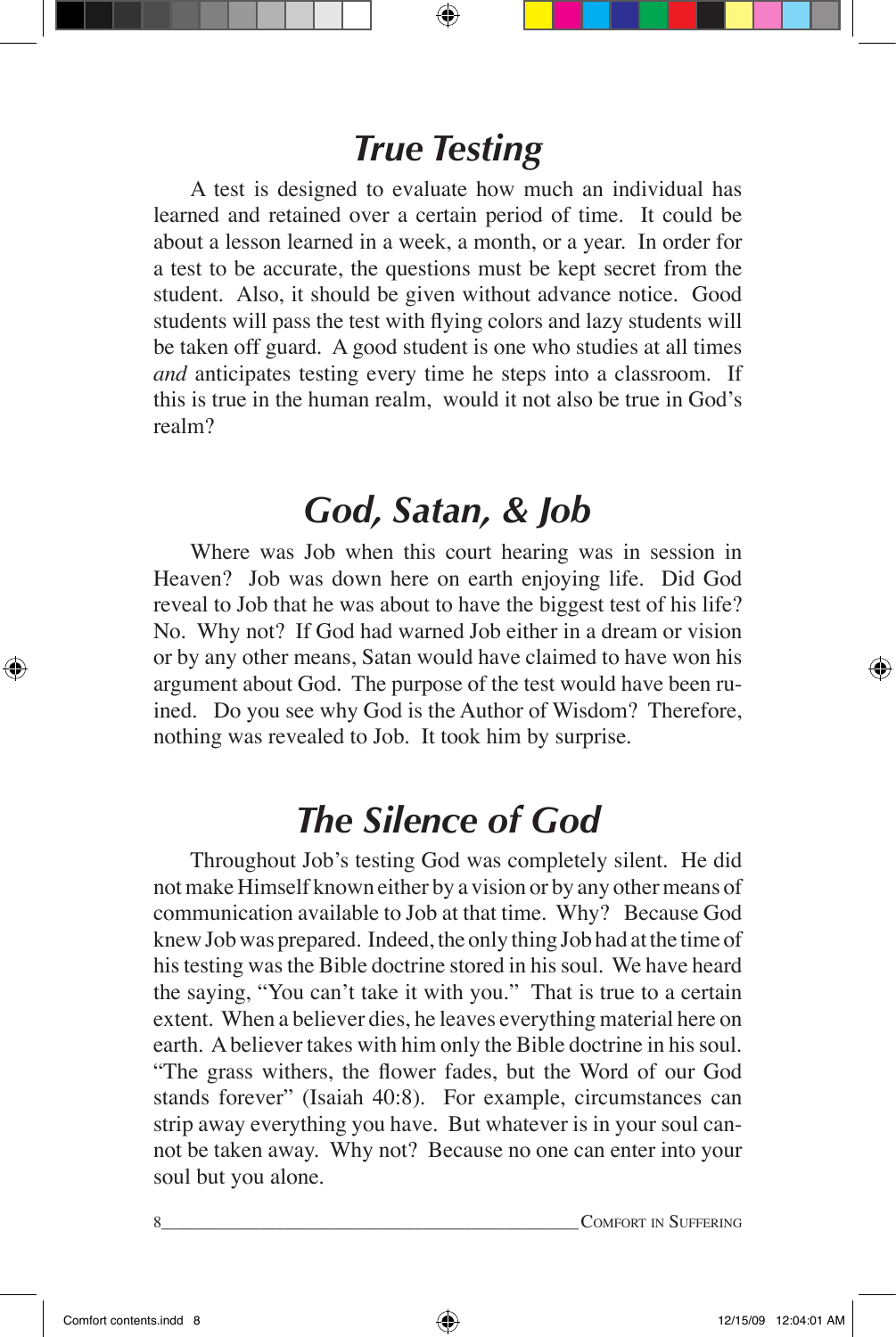## *True Testing*

A test is designed to evaluate how much an individual has learned and retained over a certain period of time. It could be about a lesson learned in a week, a month, or a year. In order for a test to be accurate, the questions must be kept secret from the student. Also, it should be given without advance notice. Good students will pass the test with flying colors and lazy students will be taken off guard. A good student is one who studies at all times *and* anticipates testing every time he steps into a classroom. If this is true in the human realm, would it not also be true in God's realm?

## *God, Satan, & Job*

Where was Job when this court hearing was in session in Heaven? Job was down here on earth enjoying life. Did God reveal to Job that he was about to have the biggest test of his life? No. Why not? If God had warned Job either in a dream or vision or by any other means, Satan would have claimed to have won his argument about God. The purpose of the test would have been ruined. Do you see why God is the Author of Wisdom? Therefore, nothing was revealed to Job. It took him by surprise.

## *The Silence of God*

Throughout Job's testing God was completely silent. He did not make Himself known either by a vision or by any other means of communication available to Job at that time. Why? Because God knew Job was prepared. Indeed, the only thing Job had at the time of his testing was the Bible doctrine stored in his soul. We have heard the saying, "You can't take it with you." That is true to a certain extent. When a believer dies, he leaves everything material here on earth. A believer takes with him only the Bible doctrine in his soul. "The grass withers, the flower fades, but the Word of our God stands forever" (Isaiah 40:8). For example, circumstances can strip away everything you have. But whatever is in your soul cannot be taken away. Why not? Because no one can enter into your soul but you alone.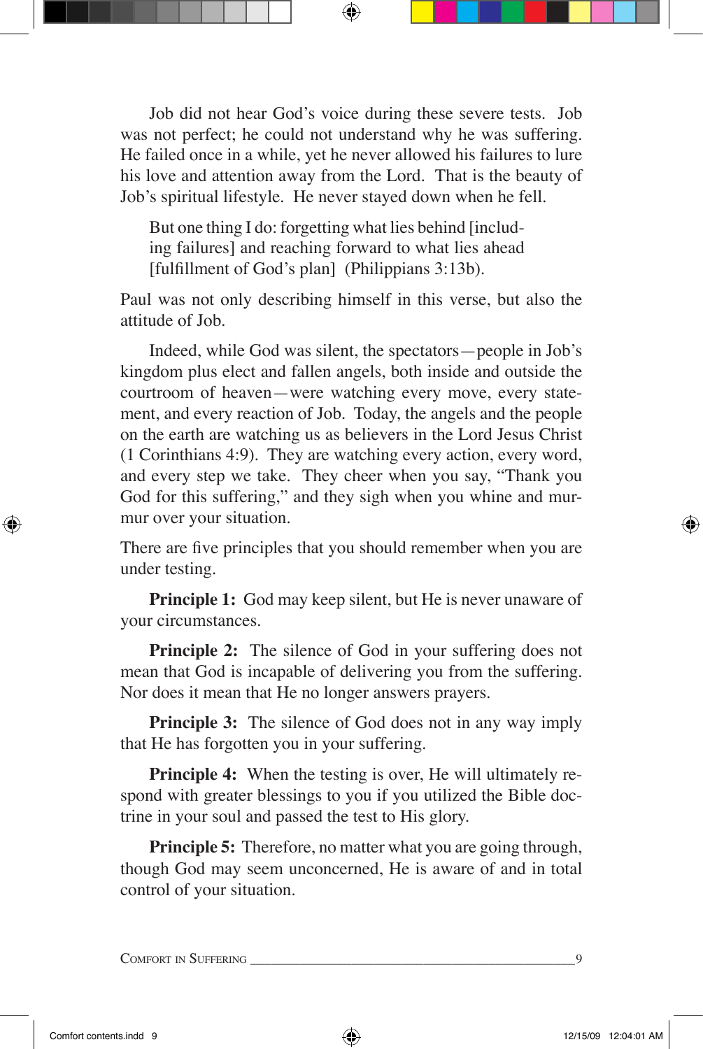Job did not hear God's voice during these severe tests. Job was not perfect; he could not understand why he was suffering. He failed once in a while, yet he never allowed his failures to lure his love and attention away from the Lord. That is the beauty of Job's spiritual lifestyle. He never stayed down when he fell.

> But one thing I do: forgetting what lies behind [including failures] and reaching forward to what lies ahead [fulfillment of God's plan] (Philippians 3:13b).

Paul was not only describing himself in this verse, but also the attitude of Job.

Indeed, while God was silent, the spectators—people in Job's kingdom plus elect and fallen angels, both inside and outside the courtroom of heaven—were watching every move, every statement, and every reaction of Job. Today, the angels and the people on the earth are watching us as believers in the Lord Jesus Christ (1 Corinthians 4:9). They are watching every action, every word, and every step we take. They cheer when you say, "Thank you God for this suffering," and they sigh when you whine and murmur over your situation.

There are five principles that you should remember when you are under testing.

**Principle 1:** God may keep silent, but He is never unaware of your circumstances.

**Principle 2:** The silence of God in your suffering does not mean that God is incapable of delivering you from the suffering. Nor does it mean that He no longer answers prayers.

**Principle 3:** The silence of God does not in any way imply that He has forgotten you in your suffering.

**Principle 4:** When the testing is over, He will ultimately respond with greater blessings to you if you utilized the Bible doctrine in your soul and passed the test to His glory.

**Principle 5:** Therefore, no matter what you are going through, though God may seem unconcerned, He is aware of and in total control of your situation.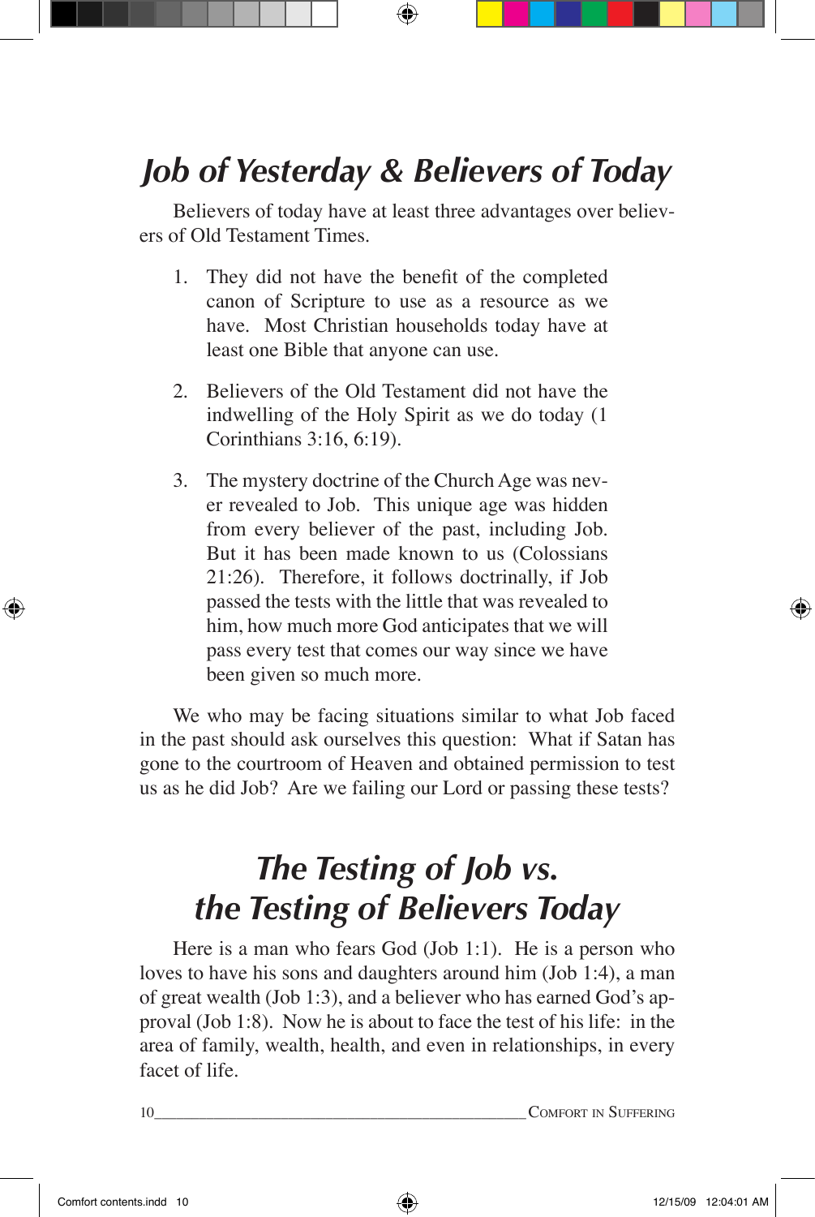## *Job of Yesterday & Believers of Today*

Believers of today have at least three advantages over believers of Old Testament Times.

1. They did not have the benefit of the completed canon of Scripture to use as a resource as we have. Most Christian households today have at least one Bible that anyone can use.

2. Believers of the Old Testament did not have the indwelling of the Holy Spirit as we do today (1 Corinthians 3:16, 6:19).

3. The mystery doctrine of the Church Age was never revealed to Job. This unique age was hidden from every believer of the past, including Job. But it has been made known to us (Colossians 21:26). Therefore, it follows doctrinally, if Job passed the tests with the little that was revealed to him, how much more God anticipates that we will pass every test that comes our way since we have been given so much more.

We who may be facing situations similar to what Job faced in the past should ask ourselves this question: What if Satan has gone to the courtroom of Heaven and obtained permission to test us as he did Job? Are we failing our Lord or passing these tests?

## *The Testing of Job vs. the Testing of Believers Today*

Here is a man who fears God (Job 1:1). He is a person who loves to have his sons and daughters around him (Job 1:4), a man of great wealth (Job 1:3), and a believer who has earned God's approval (Job 1:8). Now he is about to face the test of his life: in the area of family, wealth, health, and even in relationships, in every facet of life.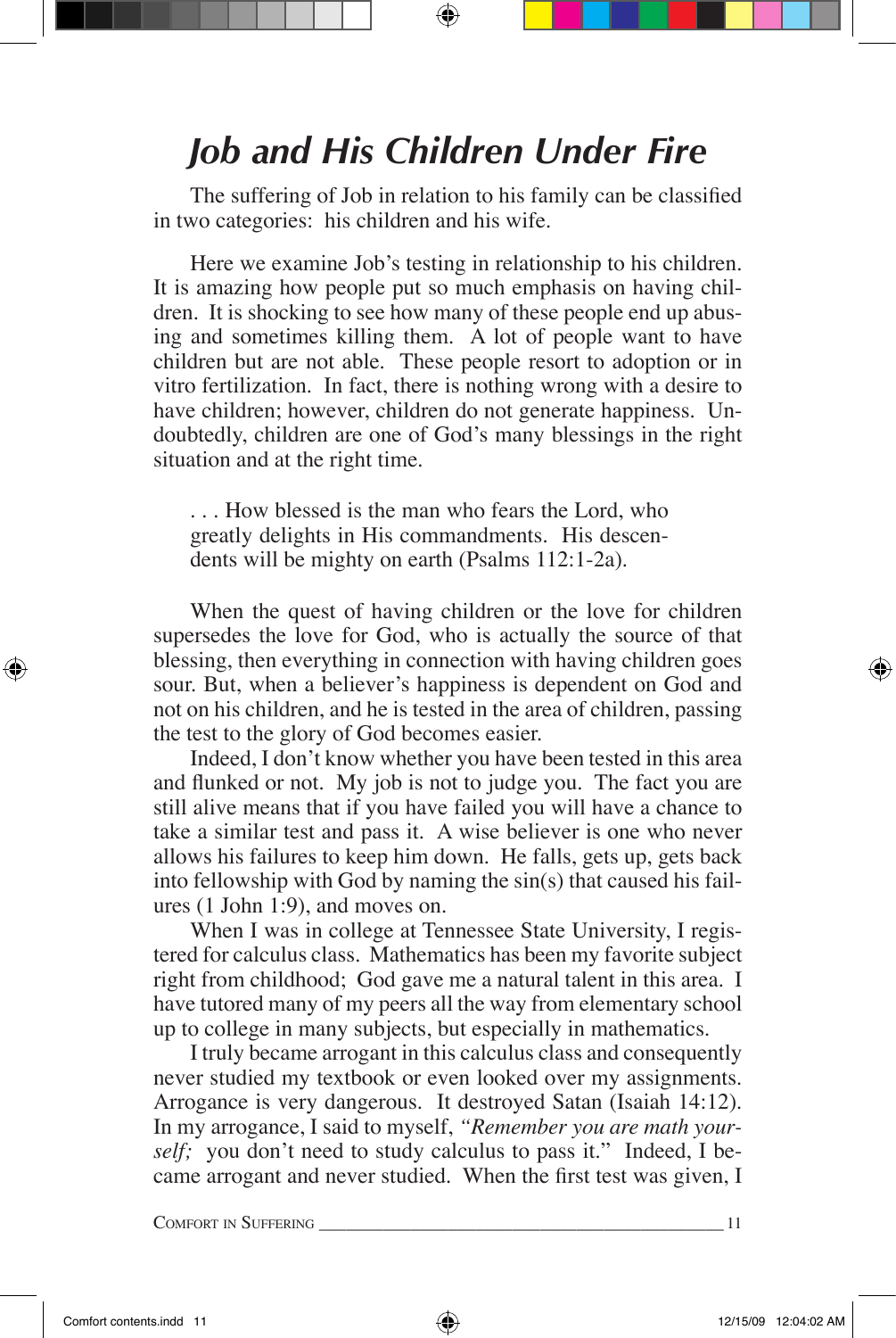# *Job and His Children Under Fire*

The suffering of Job in relation to his family can be classified in two categories: his children and his wife.

Here we examine Job's testing in relationship to his children. It is amazing how people put so much emphasis on having children. It is shocking to see how many of these people end up abusing and sometimes killing them. A lot of people want to have children but are not able. These people resort to adoption or in vitro fertilization. In fact, there is nothing wrong with a desire to have children; however, children do not generate happiness. Undoubtedly, children are one of God's many blessings in the right situation and at the right time.

> . . . How blessed is the man who fears the Lord, who greatly delights in His commandments. His descendents will be mighty on earth (Psalms 112:1-2a).

When the quest of having children or the love for children supersedes the love for God, who is actually the source of that blessing, then everything in connection with having children goes sour. But, when a believer's happiness is dependent on God and not on his children, and he is tested in the area of children, passing the test to the glory of God becomes easier.

Indeed, I don't know whether you have been tested in this area and flunked or not. My job is not to judge you. The fact you are still alive means that if you have failed you will have a chance to take a similar test and pass it. A wise believer is one who never allows his failures to keep him down. He falls, gets up, gets back into fellowship with God by naming the sin(s) that caused his failures (1 John 1:9), and moves on.

When I was in college at Tennessee State University, I registered for calculus class. Mathematics has been my favorite subject right from childhood; God gave me a natural talent in this area. I have tutored many of my peers all the way from elementary school up to college in many subjects, but especially in mathematics.

I truly became arrogant in this calculus class and consequently never studied my textbook or even looked over my assignments. Arrogance is very dangerous. It destroyed Satan (Isaiah 14:12). In my arrogance, I said to myself, *"Remember you are math yourself;* you don't need to study calculus to pass it." Indeed, I became arrogant and never studied. When the first test was given, I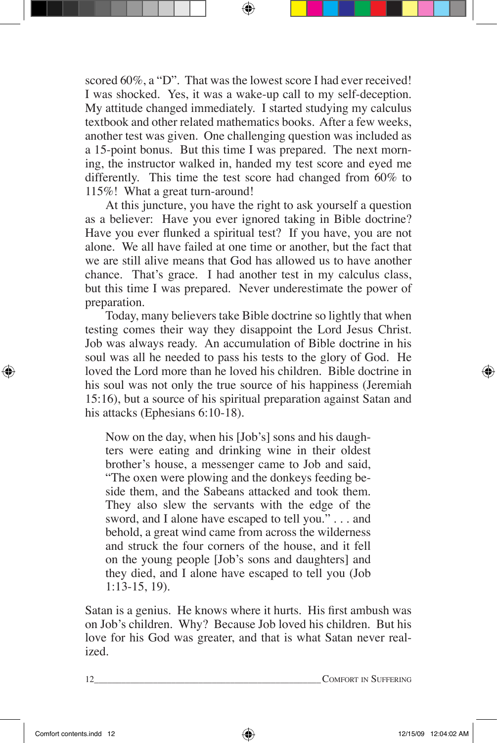scored 60%, a "D". That was the lowest score I had ever received! I was shocked. Yes, it was a wake-up call to my self-deception. My attitude changed immediately. I started studying my calculus textbook and other related mathematics books. After a few weeks, another test was given. One challenging question was included as a 15-point bonus. But this time I was prepared. The next morning, the instructor walked in, handed my test score and eyed me differently. This time the test score had changed from 60% to 115%! What a great turn-around!

At this juncture, you have the right to ask yourself a question as a believer: Have you ever ignored taking in Bible doctrine? Have you ever flunked a spiritual test? If you have, you are not alone. We all have failed at one time or another, but the fact that we are still alive means that God has allowed us to have another chance. That's grace. I had another test in my calculus class, but this time I was prepared. Never underestimate the power of preparation.

Today, many believers take Bible doctrine so lightly that when testing comes their way they disappoint the Lord Jesus Christ. Job was always ready. An accumulation of Bible doctrine in his soul was all he needed to pass his tests to the glory of God. He loved the Lord more than he loved his children. Bible doctrine in his soul was not only the true source of his happiness (Jeremiah 15:16), but a source of his spiritual preparation against Satan and his attacks (Ephesians 6:10-18).

> Now on the day, when his [Job's] sons and his daughters were eating and drinking wine in their oldest brother's house, a messenger came to Job and said, "The oxen were plowing and the donkeys feeding beside them, and the Sabeans attacked and took them. They also slew the servants with the edge of the sword, and I alone have escaped to tell you." . . . and behold, a great wind came from across the wilderness and struck the four corners of the house, and it fell on the young people [Job's sons and daughters] and they died, and I alone have escaped to tell you (Job 1:13-15, 19).

Satan is a genius. He knows where it hurts. His first ambush was on Job's children. Why? Because Job loved his children. But his love for his God was greater, and that is what Satan never realized.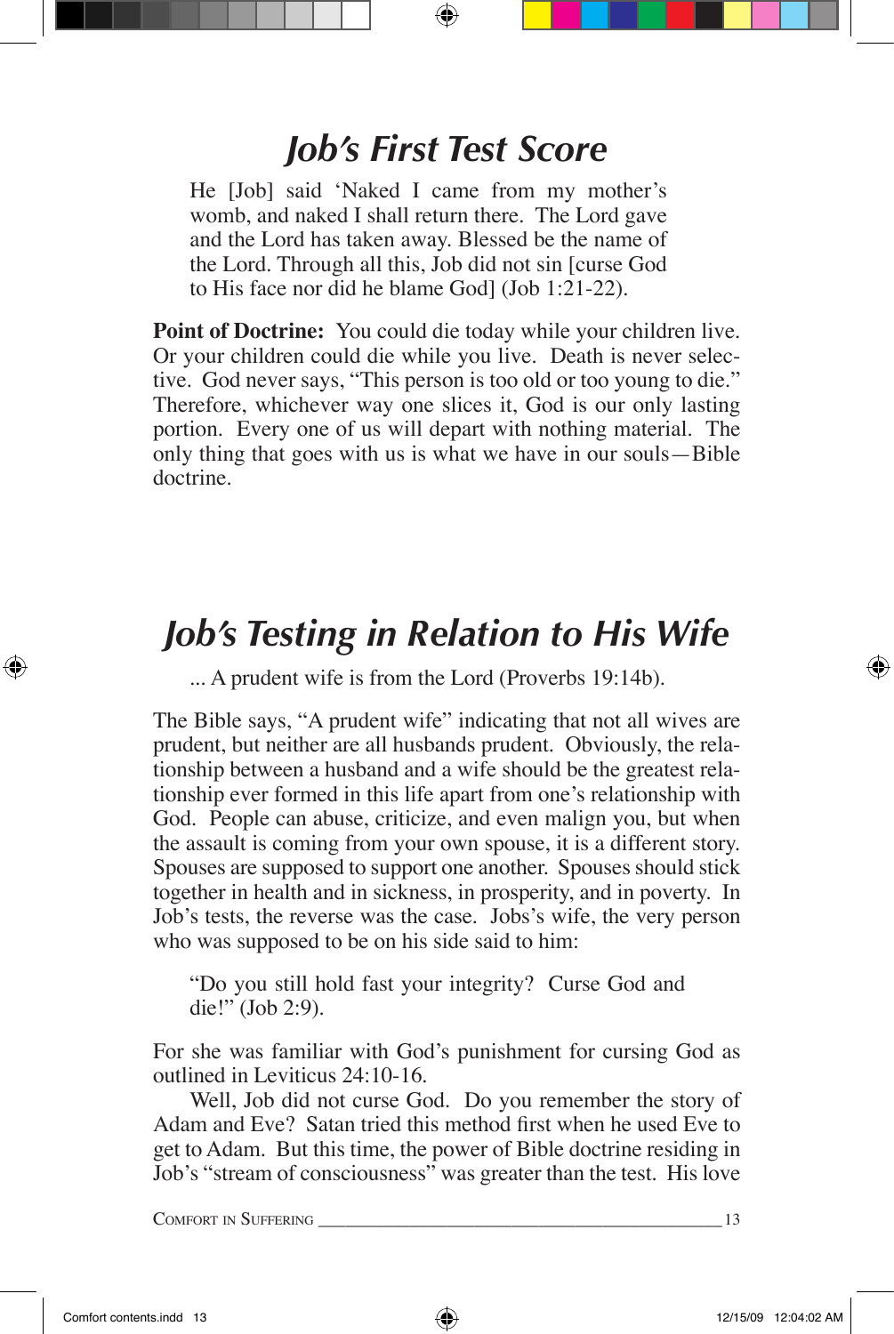# Job's First Test Score

> He [Job] said 'Naked I came from my mother's womb, and naked I shall return there. The Lord gave and the Lord has taken away. Blessed be the name of the Lord. Through all this, Job did not sin [curse God to His face nor did he blame God] (Job 1:21-22).

**Point of Doctrine:** You could die today while your children live. Or your children could die while you live. Death is never selective. God never says, "This person is too old or too young to die." Therefore, whichever way one slices it, God is our only lasting portion. Every one of us will depart with nothing material. The only thing that goes with us is what we have in our souls—Bible doctrine.

# Job's Testing in Relation to His Wife

> ... A prudent wife is from the Lord (Proverbs 19:14b).

The Bible says, "A prudent wife" indicating that not all wives are prudent, but neither are all husbands prudent. Obviously, the relationship between a husband and a wife should be the greatest relationship ever formed in this life apart from one's relationship with God. People can abuse, criticize, and even malign you, but when the assault is coming from your own spouse, it is a different story. Spouses are supposed to support one another. Spouses should stick together in health and in sickness, in prosperity, and in poverty. In Job's tests, the reverse was the case. Jobs's wife, the very person who was supposed to be on his side said to him:

> "Do you still hold fast your integrity? Curse God and die!" (Job 2:9).

For she was familiar with God's punishment for cursing God as outlined in Leviticus 24:10-16.

Well, Job did not curse God. Do you remember the story of Adam and Eve? Satan tried this method first when he used Eve to get to Adam. But this time, the power of Bible doctrine residing in Job's "stream of consciousness" was greater than the test. His love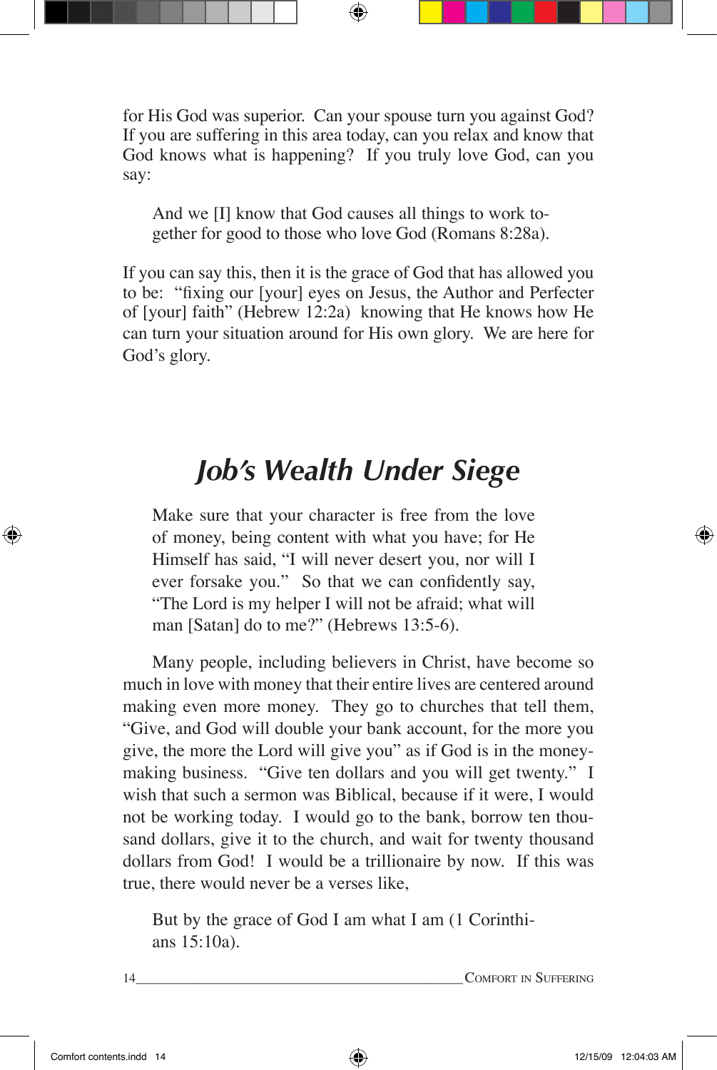for His God was superior. Can your spouse turn you against God? If you are suffering in this area today, can you relax and know that God knows what is happening? If you truly love God, can you say:

> And we [I] know that God causes all things to work together for good to those who love God (Romans 8:28a).

If you can say this, then it is the grace of God that has allowed you to be: "fixing our [your] eyes on Jesus, the Author and Perfecter of [your] faith" (Hebrew 12:2a) knowing that He knows how He can turn your situation around for His own glory. We are here for God's glory.

## *Job's Wealth Under Siege*

> Make sure that your character is free from the love of money, being content with what you have; for He Himself has said, "I will never desert you, nor will I ever forsake you." So that we can confidently say, "The Lord is my helper I will not be afraid; what will man [Satan] do to me?" (Hebrews 13:5-6).

Many people, including believers in Christ, have become so much in love with money that their entire lives are centered around making even more money. They go to churches that tell them, "Give, and God will double your bank account, for the more you give, the more the Lord will give you" as if God is in the money-making business. "Give ten dollars and you will get twenty." I wish that such a sermon was Biblical, because if it were, I would not be working today. I would go to the bank, borrow ten thousand dollars, give it to the church, and wait for twenty thousand dollars from God! I would be a trillionaire by now. If this was true, there would never be a verses like,

> But by the grace of God I am what I am (1 Corinthians 15:10a).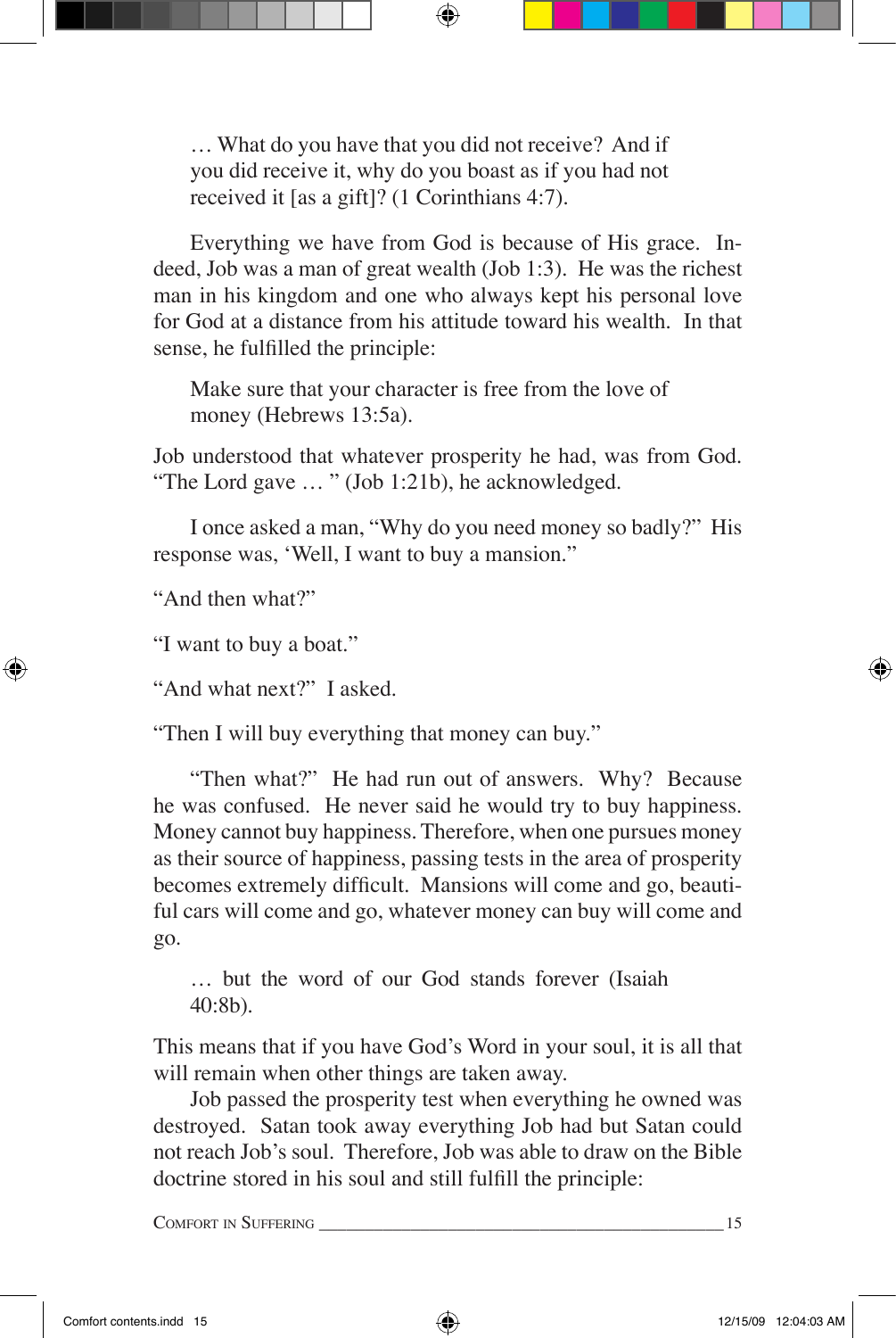> … What do you have that you did not receive? And if you did receive it, why do you boast as if you had not received it [as a gift]? (1 Corinthians 4:7).

Everything we have from God is because of His grace. Indeed, Job was a man of great wealth (Job 1:3). He was the richest man in his kingdom and one who always kept his personal love for God at a distance from his attitude toward his wealth. In that sense, he fulfilled the principle:

> Make sure that your character is free from the love of money (Hebrews 13:5a).

Job understood that whatever prosperity he had, was from God. "The Lord gave … " (Job 1:21b), he acknowledged.

I once asked a man, "Why do you need money so badly?" His response was, 'Well, I want to buy a mansion."

"And then what?"

"I want to buy a boat."

"And what next?" I asked.

"Then I will buy everything that money can buy."

"Then what?" He had run out of answers. Why? Because he was confused. He never said he would try to buy happiness. Money cannot buy happiness. Therefore, when one pursues money as their source of happiness, passing tests in the area of prosperity becomes extremely difficult. Mansions will come and go, beautiful cars will come and go, whatever money can buy will come and go.

> … but the word of our God stands forever (Isaiah 40:8b).

This means that if you have God's Word in your soul, it is all that will remain when other things are taken away.

Job passed the prosperity test when everything he owned was destroyed. Satan took away everything Job had but Satan could not reach Job's soul. Therefore, Job was able to draw on the Bible doctrine stored in his soul and still fulfill the principle: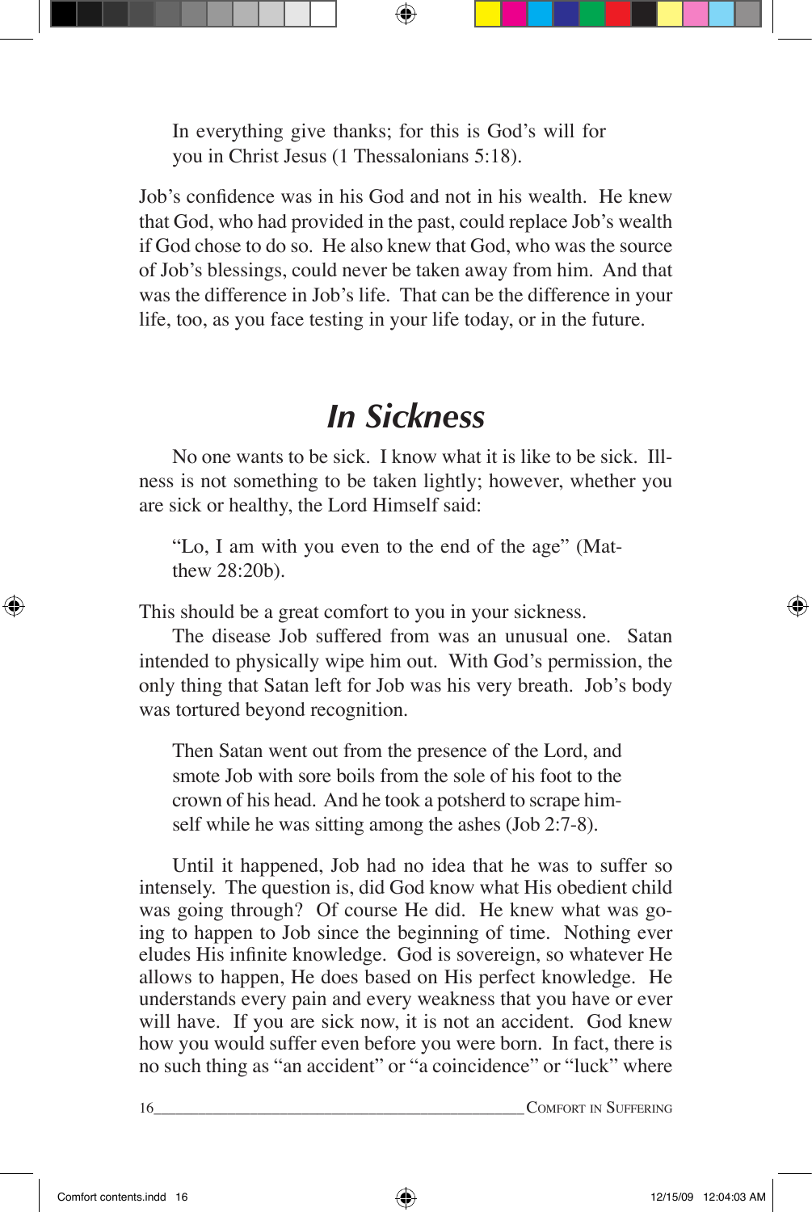> In everything give thanks; for this is God's will for you in Christ Jesus (1 Thessalonians 5:18).

Job's confidence was in his God and not in his wealth. He knew that God, who had provided in the past, could replace Job's wealth if God chose to do so. He also knew that God, who was the source of Job's blessings, could never be taken away from him. And that was the difference in Job's life. That can be the difference in your life, too, as you face testing in your life today, or in the future.

## *In Sickness*

No one wants to be sick. I know what it is like to be sick. Illness is not something to be taken lightly; however, whether you are sick or healthy, the Lord Himself said:

> "Lo, I am with you even to the end of the age" (Matthew 28:20b).

This should be a great comfort to you in your sickness.

The disease Job suffered from was an unusual one. Satan intended to physically wipe him out. With God's permission, the only thing that Satan left for Job was his very breath. Job's body was tortured beyond recognition.

> Then Satan went out from the presence of the Lord, and smote Job with sore boils from the sole of his foot to the crown of his head. And he took a potsherd to scrape himself while he was sitting among the ashes (Job 2:7-8).

Until it happened, Job had no idea that he was to suffer so intensely. The question is, did God know what His obedient child was going through? Of course He did. He knew what was going to happen to Job since the beginning of time. Nothing ever eludes His infinite knowledge. God is sovereign, so whatever He allows to happen, He does based on His perfect knowledge. He understands every pain and every weakness that you have or ever will have. If you are sick now, it is not an accident. God knew how you would suffer even before you were born. In fact, there is no such thing as "an accident" or "a coincidence" or "luck" where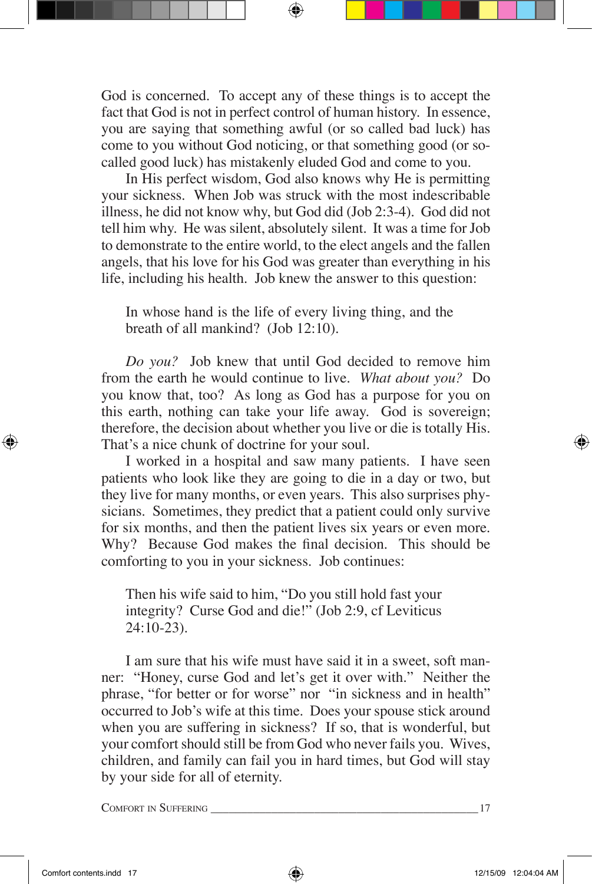God is concerned. To accept any of these things is to accept the fact that God is not in perfect control of human history. In essence, you are saying that something awful (or so called bad luck) has come to you without God noticing, or that something good (or so-called good luck) has mistakenly eluded God and come to you.

In His perfect wisdom, God also knows why He is permitting your sickness. When Job was struck with the most indescribable illness, he did not know why, but God did (Job 2:3-4). God did not tell him why. He was silent, absolutely silent. It was a time for Job to demonstrate to the entire world, to the elect angels and the fallen angels, that his love for his God was greater than everything in his life, including his health. Job knew the answer to this question:

> In whose hand is the life of every living thing, and the breath of all mankind? (Job 12:10).

*Do you?* Job knew that until God decided to remove him from the earth he would continue to live. *What about you?* Do you know that, too? As long as God has a purpose for you on this earth, nothing can take your life away. God is sovereign; therefore, the decision about whether you live or die is totally His. That's a nice chunk of doctrine for your soul.

I worked in a hospital and saw many patients. I have seen patients who look like they are going to die in a day or two, but they live for many months, or even years. This also surprises physicians. Sometimes, they predict that a patient could only survive for six months, and then the patient lives six years or even more. Why? Because God makes the final decision. This should be comforting to you in your sickness. Job continues:

> Then his wife said to him, "Do you still hold fast your integrity? Curse God and die!" (Job 2:9, cf Leviticus 24:10-23).

I am sure that his wife must have said it in a sweet, soft manner: "Honey, curse God and let's get it over with." Neither the phrase, "for better or for worse" nor "in sickness and in health" occurred to Job's wife at this time. Does your spouse stick around when you are suffering in sickness? If so, that is wonderful, but your comfort should still be from God who never fails you. Wives, children, and family can fail you in hard times, but God will stay by your side for all of eternity.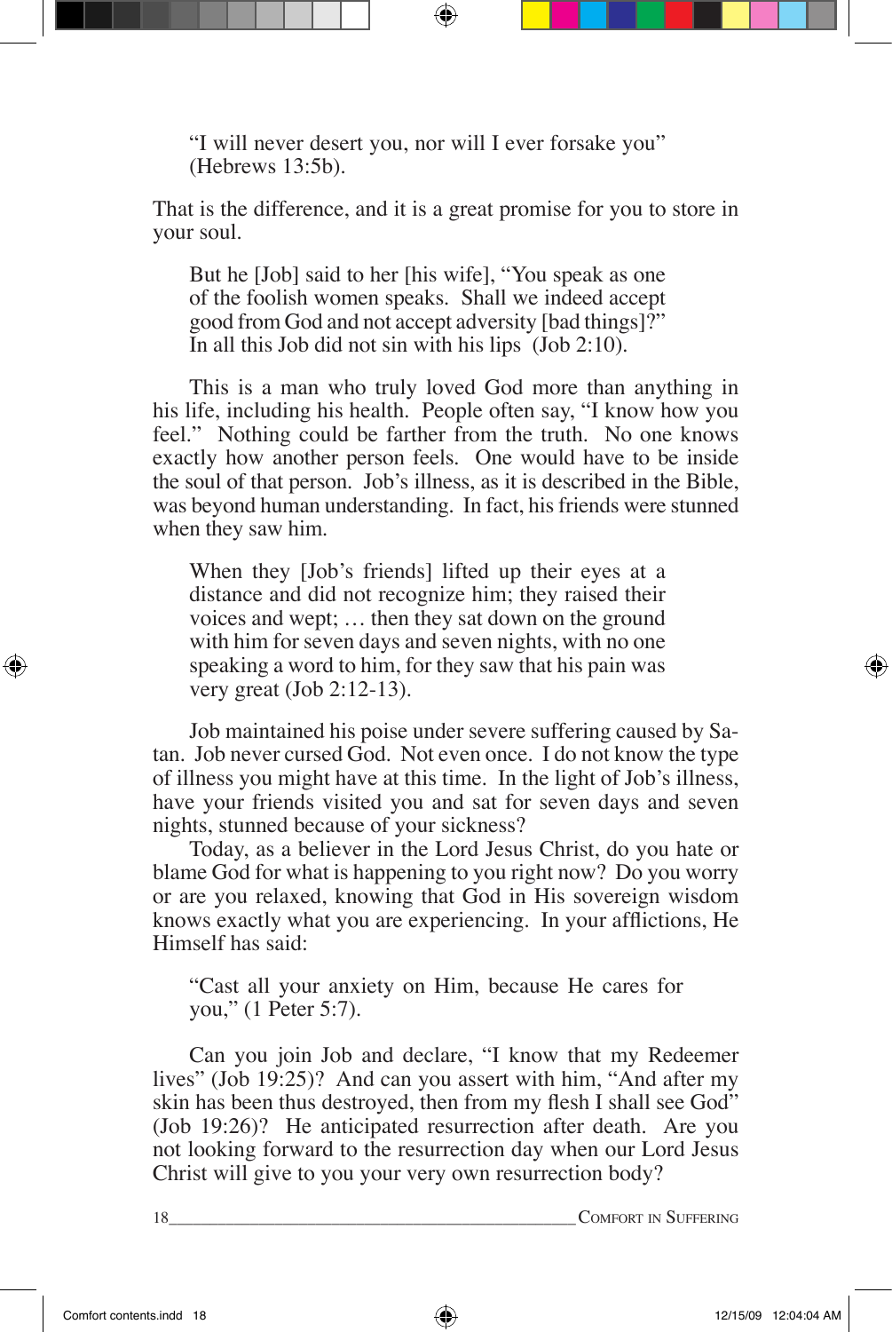> "I will never desert you, nor will I ever forsake you" (Hebrews 13:5b).

That is the difference, and it is a great promise for you to store in your soul.

> But he [Job] said to her [his wife], "You speak as one of the foolish women speaks. Shall we indeed accept good from God and not accept adversity [bad things]?" In all this Job did not sin with his lips (Job 2:10).

This is a man who truly loved God more than anything in his life, including his health. People often say, "I know how you feel." Nothing could be farther from the truth. No one knows exactly how another person feels. One would have to be inside the soul of that person. Job's illness, as it is described in the Bible, was beyond human understanding. In fact, his friends were stunned when they saw him.

> When they [Job's friends] lifted up their eyes at a distance and did not recognize him; they raised their voices and wept; … then they sat down on the ground with him for seven days and seven nights, with no one speaking a word to him, for they saw that his pain was very great (Job 2:12-13).

Job maintained his poise under severe suffering caused by Satan. Job never cursed God. Not even once. I do not know the type of illness you might have at this time. In the light of Job's illness, have your friends visited you and sat for seven days and seven nights, stunned because of your sickness?

Today, as a believer in the Lord Jesus Christ, do you hate or blame God for what is happening to you right now? Do you worry or are you relaxed, knowing that God in His sovereign wisdom knows exactly what you are experiencing. In your afflictions, He Himself has said:

> "Cast all your anxiety on Him, because He cares for you," (1 Peter 5:7).

Can you join Job and declare, "I know that my Redeemer lives" (Job 19:25)? And can you assert with him, "And after my skin has been thus destroyed, then from my flesh I shall see God" (Job 19:26)? He anticipated resurrection after death. Are you not looking forward to the resurrection day when our Lord Jesus Christ will give to you your very own resurrection body?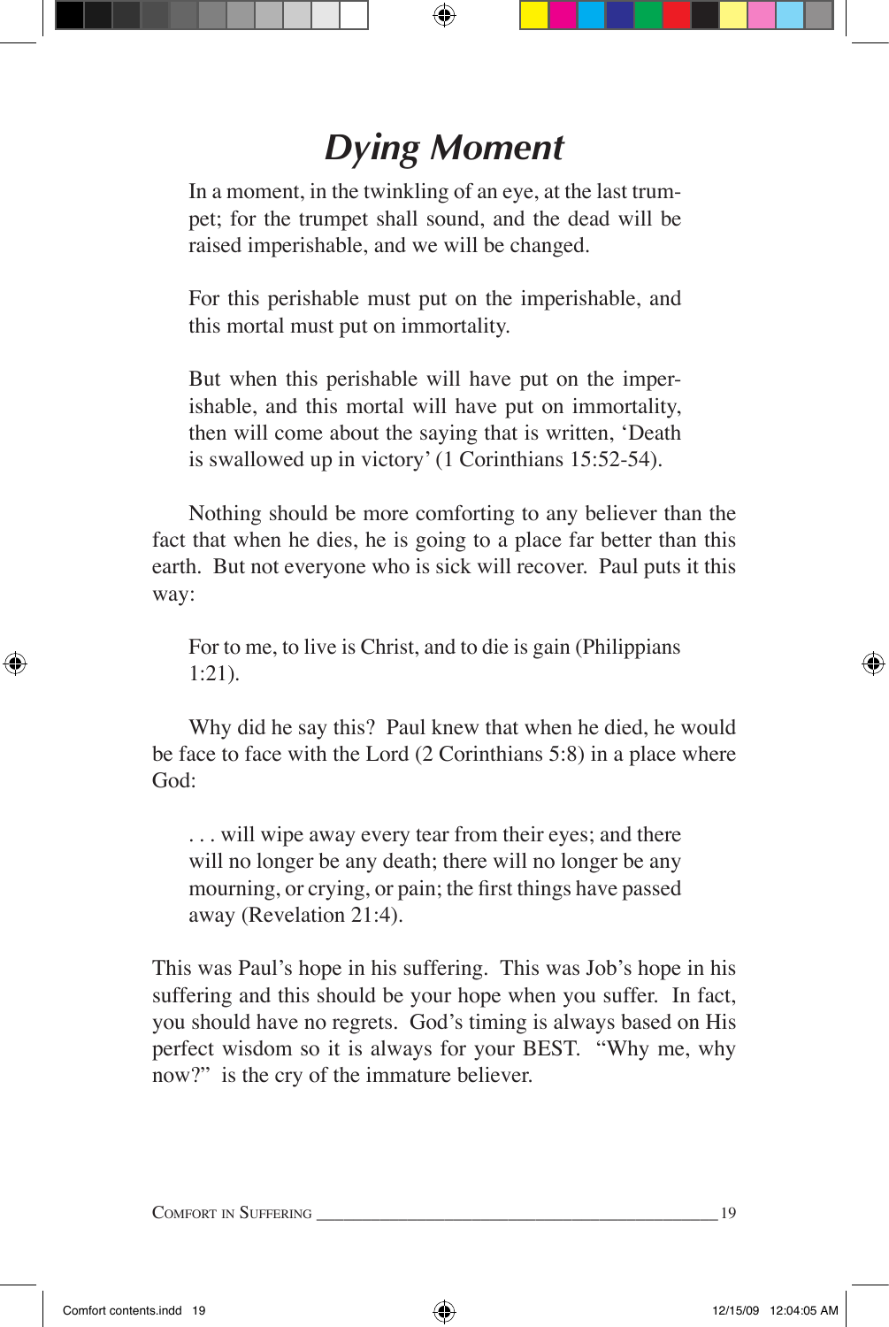# *Dying Moment*

> In a moment, in the twinkling of an eye, at the last trumpet; for the trumpet shall sound, and the dead will be raised imperishable, and we will be changed.
>
> For this perishable must put on the imperishable, and this mortal must put on immortality.
>
> But when this perishable will have put on the imperishable, and this mortal will have put on immortality, then will come about the saying that is written, 'Death is swallowed up in victory' (1 Corinthians 15:52-54).

Nothing should be more comforting to any believer than the fact that when he dies, he is going to a place far better than this earth. But not everyone who is sick will recover. Paul puts it this way:

> For to me, to live is Christ, and to die is gain (Philippians 1:21).

Why did he say this? Paul knew that when he died, he would be face to face with the Lord (2 Corinthians 5:8) in a place where God:

> . . . will wipe away every tear from their eyes; and there will no longer be any death; there will no longer be any mourning, or crying, or pain; the first things have passed away (Revelation 21:4).

This was Paul's hope in his suffering. This was Job's hope in his suffering and this should be your hope when you suffer. In fact, you should have no regrets. God's timing is always based on His perfect wisdom so it is always for your BEST. "Why me, why now?" is the cry of the immature believer.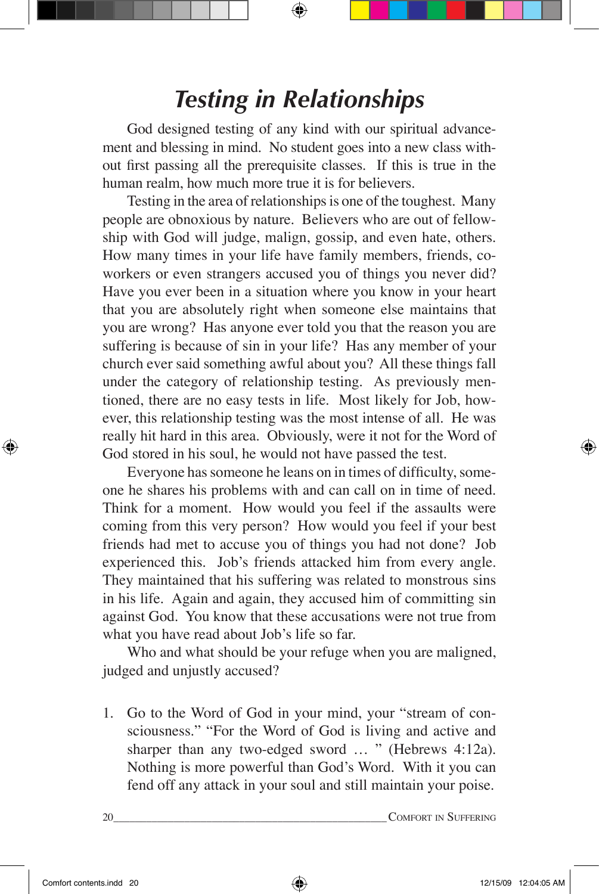# *Testing in Relationships*

God designed testing of any kind with our spiritual advancement and blessing in mind. No student goes into a new class without first passing all the prerequisite classes. If this is true in the human realm, how much more true it is for believers.

Testing in the area of relationships is one of the toughest. Many people are obnoxious by nature. Believers who are out of fellowship with God will judge, malign, gossip, and even hate, others. How many times in your life have family members, friends, coworkers or even strangers accused you of things you never did? Have you ever been in a situation where you know in your heart that you are absolutely right when someone else maintains that you are wrong? Has anyone ever told you that the reason you are suffering is because of sin in your life? Has any member of your church ever said something awful about you? All these things fall under the category of relationship testing. As previously mentioned, there are no easy tests in life. Most likely for Job, however, this relationship testing was the most intense of all. He was really hit hard in this area. Obviously, were it not for the Word of God stored in his soul, he would not have passed the test.

Everyone has someone he leans on in times of difficulty, someone he shares his problems with and can call on in time of need. Think for a moment. How would you feel if the assaults were coming from this very person? How would you feel if your best friends had met to accuse you of things you had not done? Job experienced this. Job's friends attacked him from every angle. They maintained that his suffering was related to monstrous sins in his life. Again and again, they accused him of committing sin against God. You know that these accusations were not true from what you have read about Job's life so far.

Who and what should be your refuge when you are maligned, judged and unjustly accused?

1. Go to the Word of God in your mind, your "stream of consciousness." "For the Word of God is living and active and sharper than any two-edged sword … " (Hebrews 4:12a). Nothing is more powerful than God's Word. With it you can fend off any attack in your soul and still maintain your poise.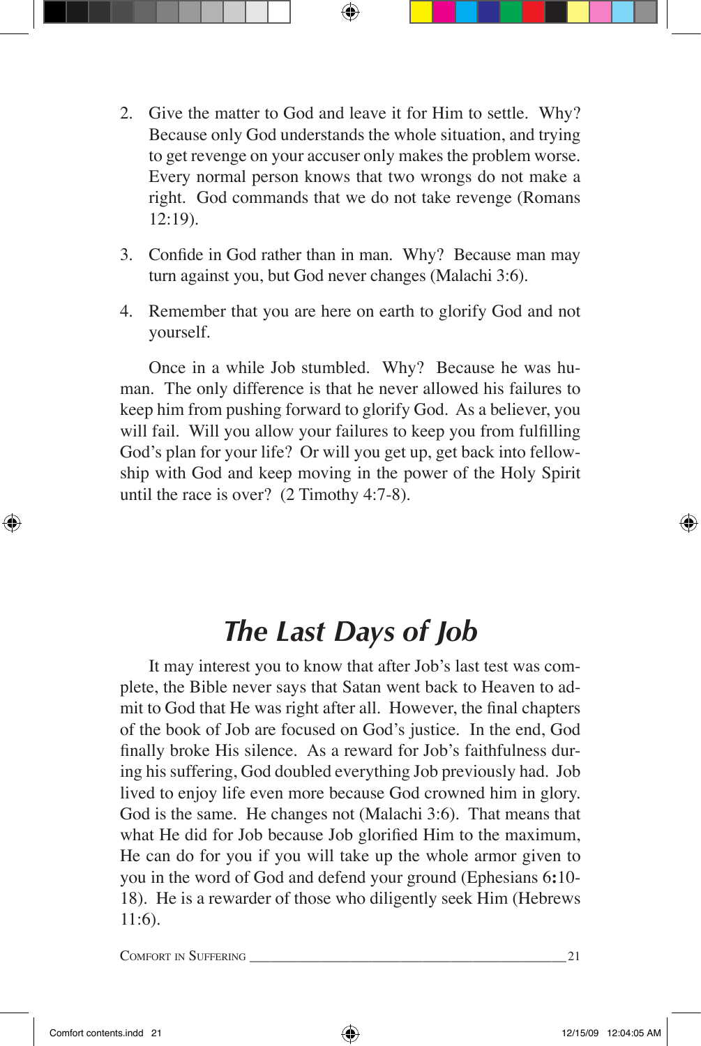2. Give the matter to God and leave it for Him to settle. Why? Because only God understands the whole situation, and trying to get revenge on your accuser only makes the problem worse. Every normal person knows that two wrongs do not make a right. God commands that we do not take revenge (Romans 12:19).

3. Confide in God rather than in man. Why? Because man may turn against you, but God never changes (Malachi 3:6).

4. Remember that you are here on earth to glorify God and not yourself.

Once in a while Job stumbled. Why? Because he was human. The only difference is that he never allowed his failures to keep him from pushing forward to glorify God. As a believer, you will fail. Will you allow your failures to keep you from fulfilling God's plan for your life? Or will you get up, get back into fellowship with God and keep moving in the power of the Holy Spirit until the race is over? (2 Timothy 4:7-8).

## *The Last Days of Job*

It may interest you to know that after Job's last test was complete, the Bible never says that Satan went back to Heaven to admit to God that He was right after all. However, the final chapters of the book of Job are focused on God's justice. In the end, God finally broke His silence. As a reward for Job's faithfulness during his suffering, God doubled everything Job previously had. Job lived to enjoy life even more because God crowned him in glory. God is the same. He changes not (Malachi 3:6). That means that what He did for Job because Job glorified Him to the maximum, He can do for you if you will take up the whole armor given to you in the word of God and defend your ground (Ephesians 6:10-18). He is a rewarder of those who diligently seek Him (Hebrews 11:6).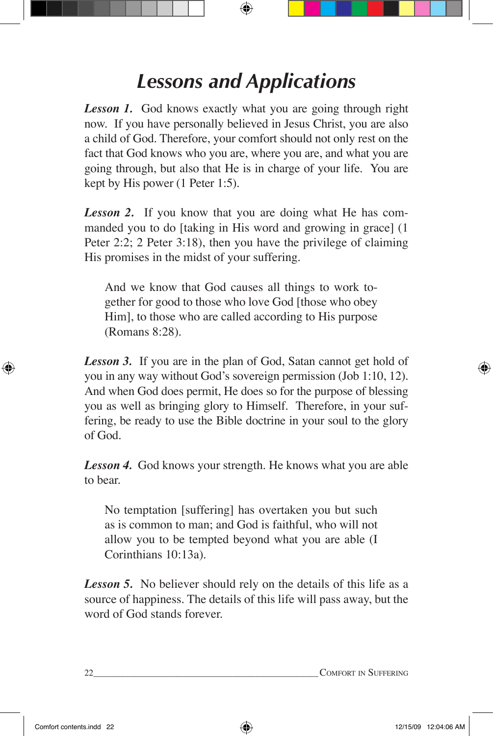# *Lessons and Applications*

***Lesson 1.*** God knows exactly what you are going through right now. If you have personally believed in Jesus Christ, you are also a child of God. Therefore, your comfort should not only rest on the fact that God knows who you are, where you are, and what you are going through, but also that He is in charge of your life. You are kept by His power (1 Peter 1:5).

***Lesson 2.*** If you know that you are doing what He has commanded you to do [taking in His word and growing in grace] (1 Peter 2:2; 2 Peter 3:18), then you have the privilege of claiming His promises in the midst of your suffering.

> And we know that God causes all things to work together for good to those who love God [those who obey Him], to those who are called according to His purpose (Romans 8:28).

***Lesson 3.*** If you are in the plan of God, Satan cannot get hold of you in any way without God's sovereign permission (Job 1:10, 12). And when God does permit, He does so for the purpose of blessing you as well as bringing glory to Himself. Therefore, in your suffering, be ready to use the Bible doctrine in your soul to the glory of God.

***Lesson 4.*** God knows your strength. He knows what you are able to bear.

> No temptation [suffering] has overtaken you but such as is common to man; and God is faithful, who will not allow you to be tempted beyond what you are able (I Corinthians 10:13a).

***Lesson 5.*** No believer should rely on the details of this life as a source of happiness. The details of this life will pass away, but the word of God stands forever.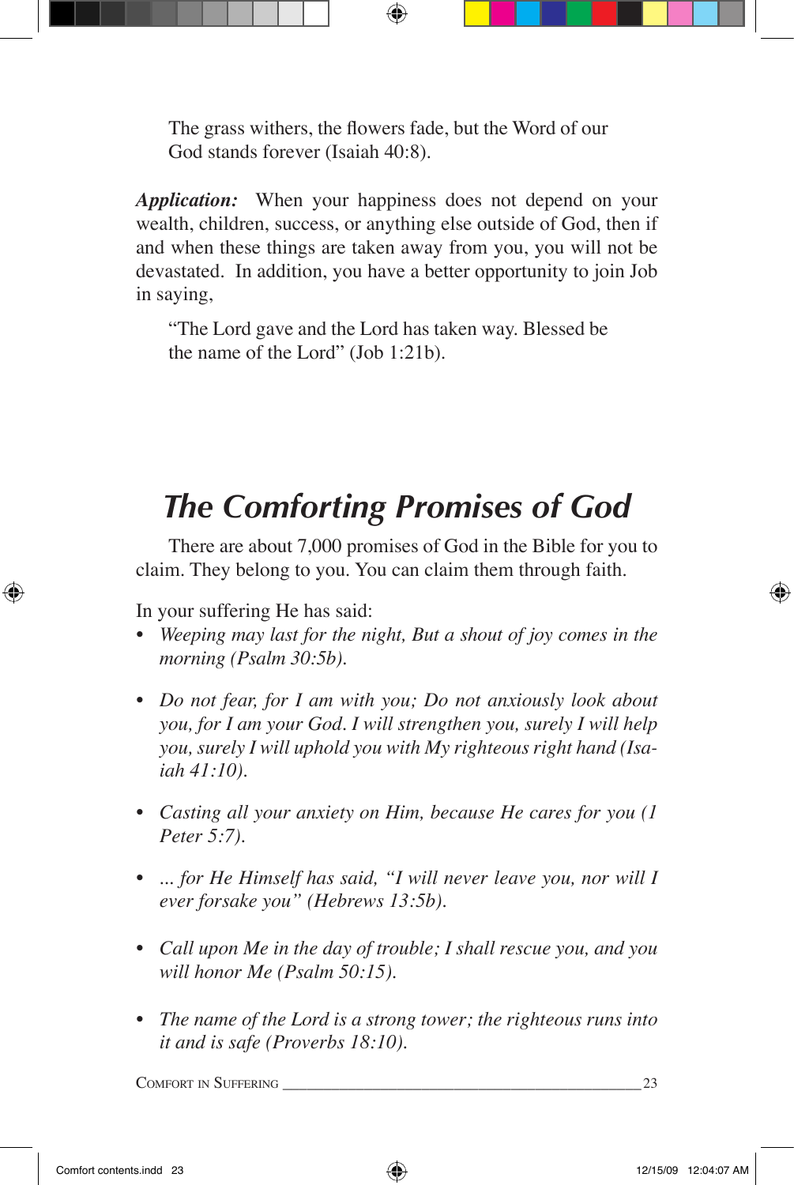> The grass withers, the flowers fade, but the Word of our God stands forever (Isaiah 40:8).

***Application:*** When your happiness does not depend on your wealth, children, success, or anything else outside of God, then if and when these things are taken away from you, you will not be devastated. In addition, you have a better opportunity to join Job in saying,

> "The Lord gave and the Lord has taken way. Blessed be the name of the Lord" (Job 1:21b).

# *The Comforting Promises of God*

There are about 7,000 promises of God in the Bible for you to claim. They belong to you. You can claim them through faith.

In your suffering He has said:

- *Weeping may last for the night, But a shout of joy comes in the morning (Psalm 30:5b).*
- *Do not fear, for I am with you; Do not anxiously look about you, for I am your God. I will strengthen you, surely I will help you, surely I will uphold you with My righteous right hand (Isaiah 41:10).*
- *Casting all your anxiety on Him, because He cares for you (1 Peter 5:7).*
- *... for He Himself has said, "I will never leave you, nor will I ever forsake you" (Hebrews 13:5b).*
- *Call upon Me in the day of trouble; I shall rescue you, and you will honor Me (Psalm 50:15).*
- *The name of the Lord is a strong tower; the righteous runs into it and is safe (Proverbs 18:10).*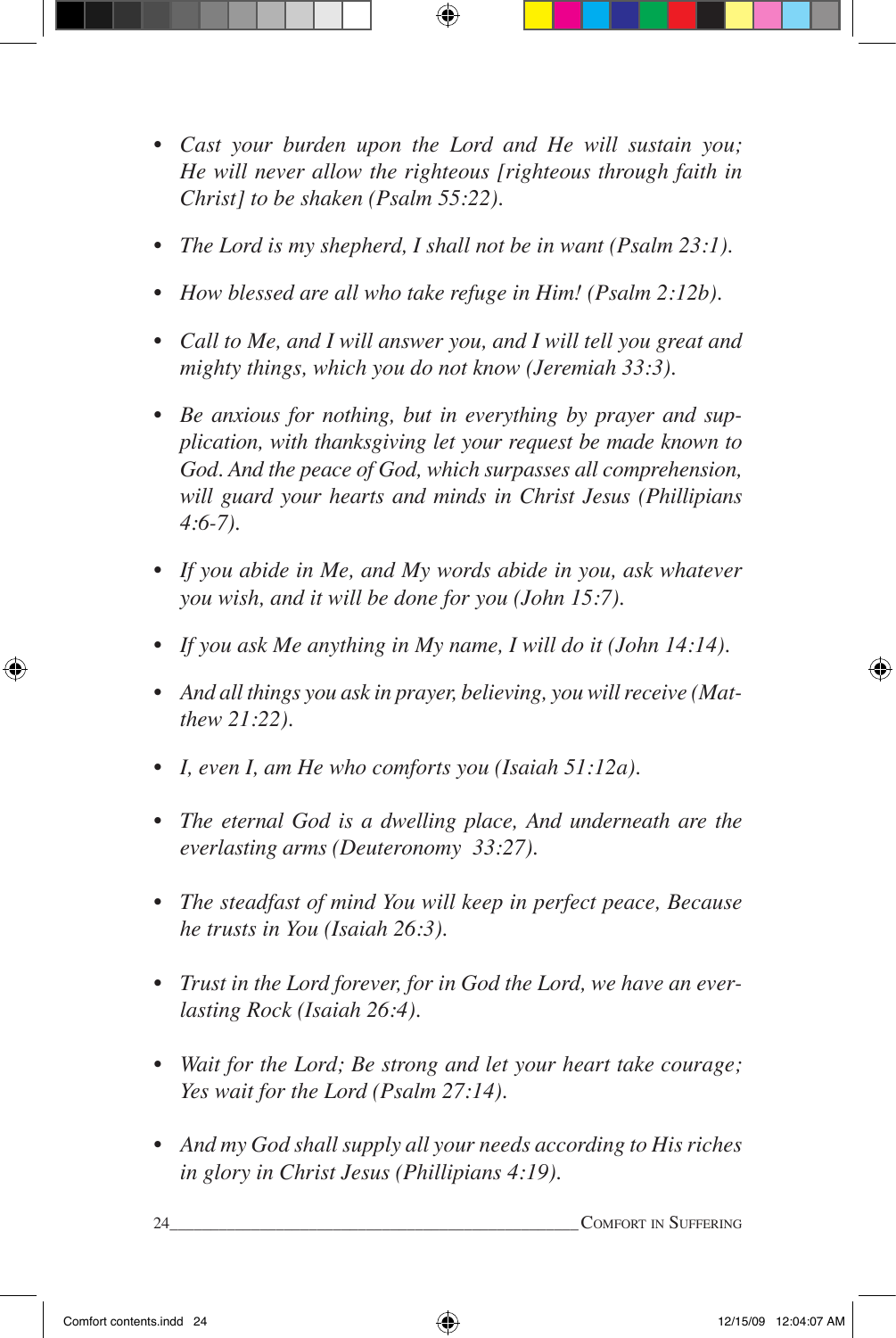- *Cast your burden upon the Lord and He will sustain you; He will never allow the righteous [righteous through faith in Christ] to be shaken (Psalm 55:22).*

- *The Lord is my shepherd, I shall not be in want (Psalm 23:1).*

- *How blessed are all who take refuge in Him! (Psalm 2:12b).*

- *Call to Me, and I will answer you, and I will tell you great and mighty things, which you do not know (Jeremiah 33:3).*

- *Be anxious for nothing, but in everything by prayer and supplication, with thanksgiving let your request be made known to God. And the peace of God, which surpasses all comprehension, will guard your hearts and minds in Christ Jesus (Phillipians 4:6-7).*

- *If you abide in Me, and My words abide in you, ask whatever you wish, and it will be done for you (John 15:7).*

- *If you ask Me anything in My name, I will do it (John 14:14).*

- *And all things you ask in prayer, believing, you will receive (Matthew 21:22).*

- *I, even I, am He who comforts you (Isaiah 51:12a).*

- *The eternal God is a dwelling place, And underneath are the everlasting arms (Deuteronomy 33:27).*

- *The steadfast of mind You will keep in perfect peace, Because he trusts in You (Isaiah 26:3).*

- *Trust in the Lord forever, for in God the Lord, we have an everlasting Rock (Isaiah 26:4).*

- *Wait for the Lord; Be strong and let your heart take courage; Yes wait for the Lord (Psalm 27:14).*

- *And my God shall supply all your needs according to His riches in glory in Christ Jesus (Phillipians 4:19).*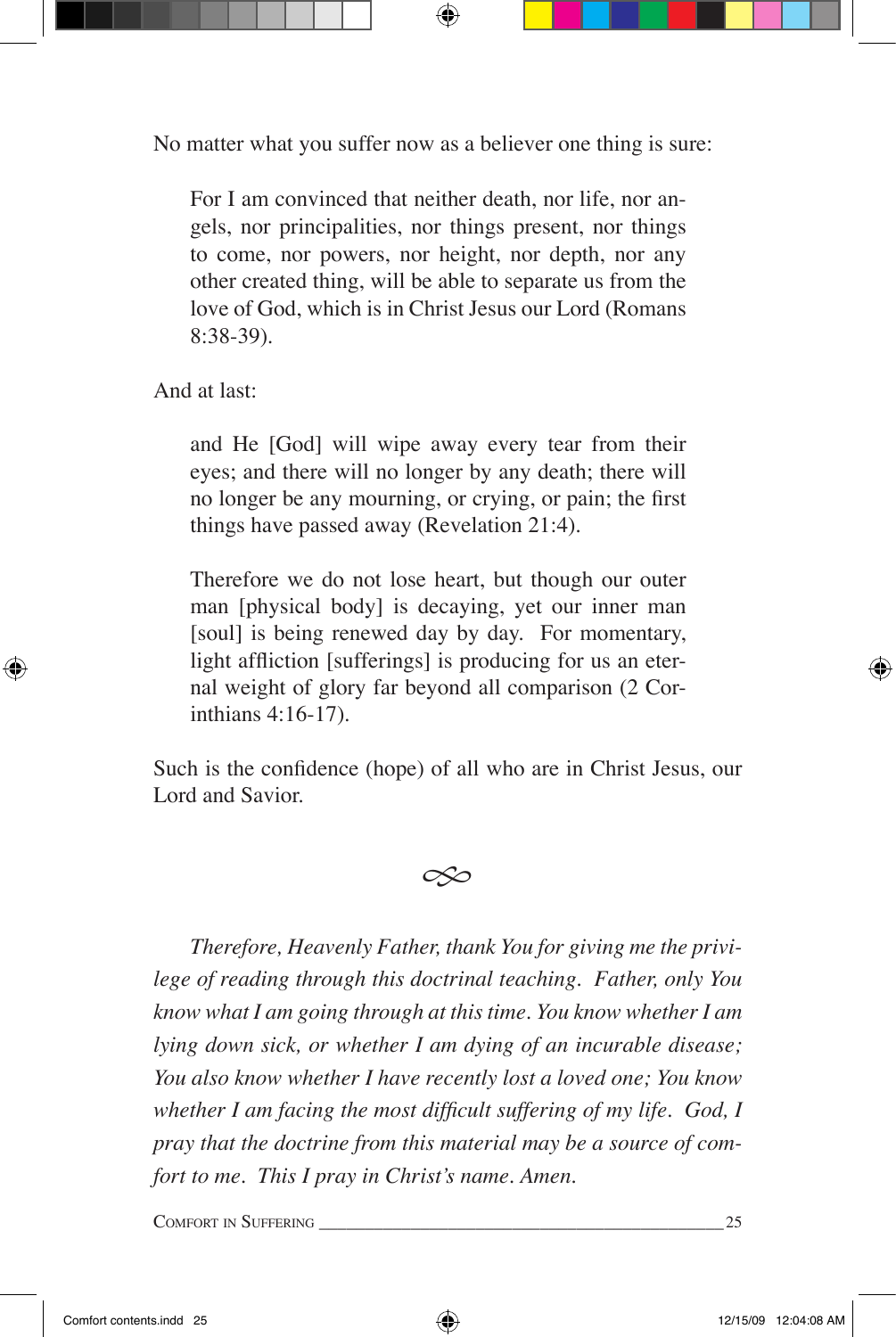No matter what you suffer now as a believer one thing is sure:

> For I am convinced that neither death, nor life, nor angels, nor principalities, nor things present, nor things to come, nor powers, nor height, nor depth, nor any other created thing, will be able to separate us from the love of God, which is in Christ Jesus our Lord (Romans 8:38-39).

And at last:

> and He [God] will wipe away every tear from their eyes; and there will no longer by any death; there will no longer be any mourning, or crying, or pain; the first things have passed away (Revelation 21:4).
>
> Therefore we do not lose heart, but though our outer man [physical body] is decaying, yet our inner man [soul] is being renewed day by day. For momentary, light affliction [sufferings] is producing for us an eternal weight of glory far beyond all comparison (2 Corinthians 4:16-17).

Such is the confidence (hope) of all who are in Christ Jesus, our Lord and Savior.

*Therefore, Heavenly Father, thank You for giving me the privilege of reading through this doctrinal teaching. Father, only You know what I am going through at this time. You know whether I am lying down sick, or whether I am dying of an incurable disease; You also know whether I have recently lost a loved one; You know whether I am facing the most difficult suffering of my life. God, I pray that the doctrine from this material may be a source of comfort to me. This I pray in Christ's name. Amen.*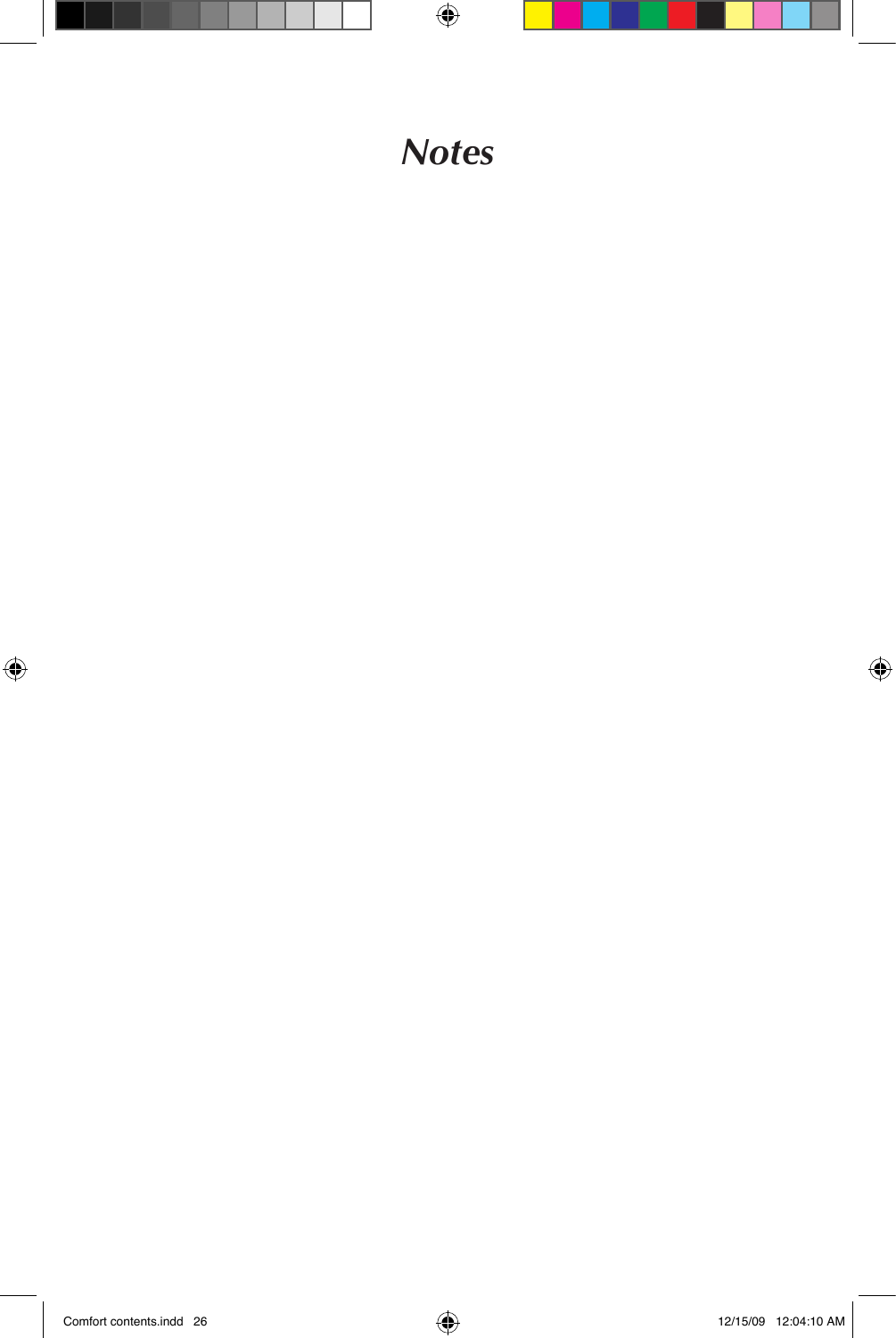# *Notes*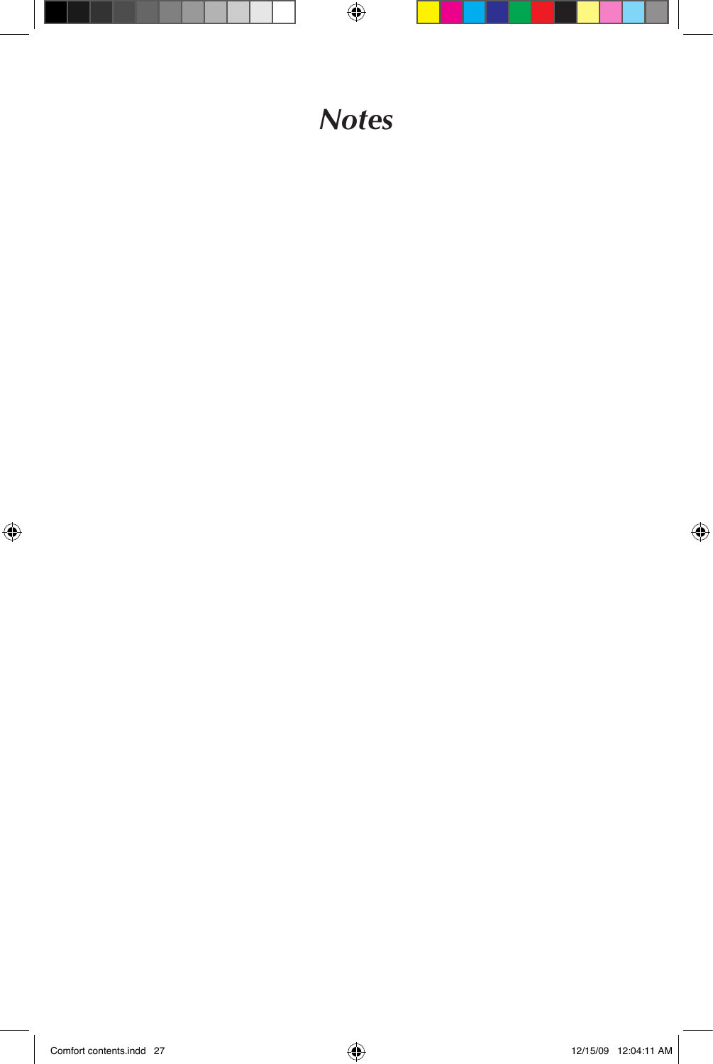# *Notes*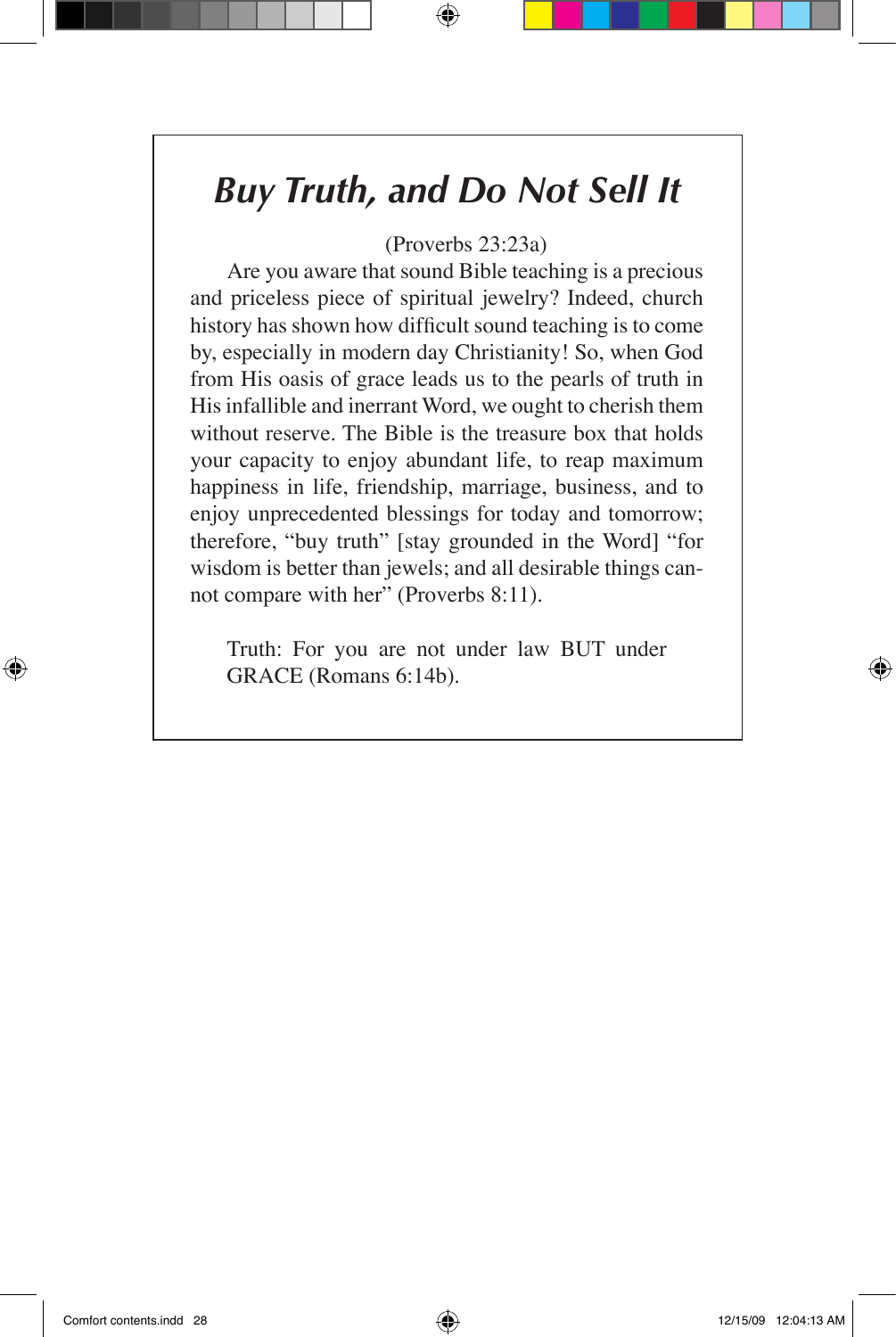# *Buy Truth, and Do Not Sell It*

(Proverbs 23:23a)

Are you aware that sound Bible teaching is a precious and priceless piece of spiritual jewelry? Indeed, church history has shown how difficult sound teaching is to come by, especially in modern day Christianity! So, when God from His oasis of grace leads us to the pearls of truth in His infallible and inerrant Word, we ought to cherish them without reserve. The Bible is the treasure box that holds your capacity to enjoy abundant life, to reap maximum happiness in life, friendship, marriage, business, and to enjoy unprecedented blessings for today and tomorrow; therefore, "buy truth" [stay grounded in the Word] "for wisdom is better than jewels; and all desirable things cannot compare with her" (Proverbs 8:11).

Truth: For you are not under law BUT under GRACE (Romans 6:14b).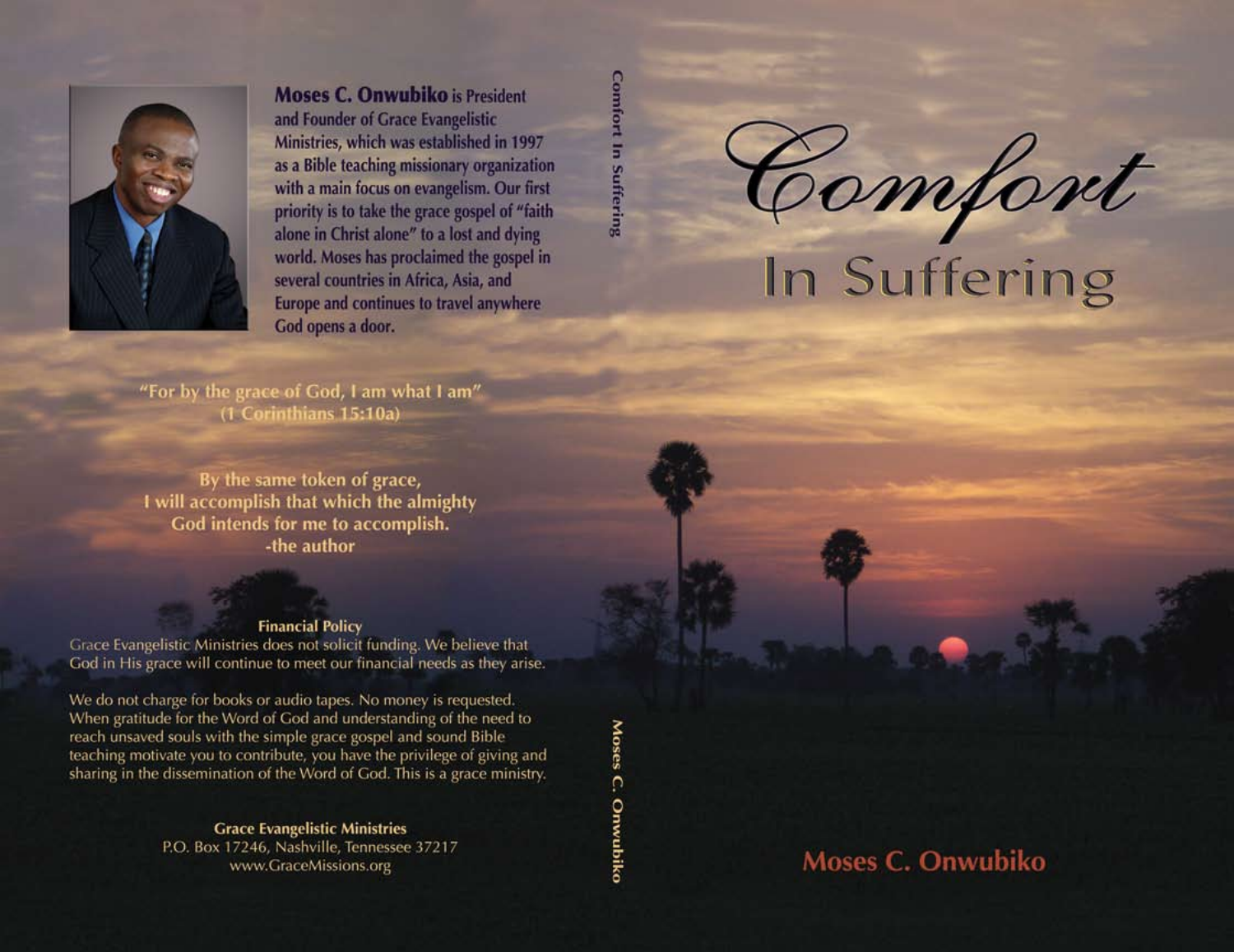**Moses C. Onwubiko** is President and Founder of Grace Evangelistic Ministries, which was established in 1997 as a Bible teaching missionary organization with a main focus on evangelism. Our first priority is to take the grace gospel of "faith alone in Christ alone" to a lost and dying world. Moses has proclaimed the gospel in several countries in Africa, Asia, and Europe and continues to travel anywhere God opens a door.

"For by the grace of God, I am what I am"
(1 Corinthians 15:10a)

By the same token of grace,
I will accomplish that which the almighty
God intends for me to accomplish.
-the author

**Financial Policy**

Grace Evangelistic Ministries does not solicit funding. We believe that God in His grace will continue to meet our financial needs as they arise.

We do not charge for books or audio tapes. No money is requested. When gratitude for the Word of God and understanding of the need to reach unsaved souls with the simple grace gospel and sound Bible teaching motivate you to contribute, you have the privilege of giving and sharing in the dissemination of the Word of God. This is a grace ministry.

**Grace Evangelistic Ministries**
P.O. Box 17246, Nashville, Tennessee 37217
www.GraceMissions.org

Comfort In Suffering

Moses C. Onwubiko

# Comfort In Suffering

Moses C. Onwubiko